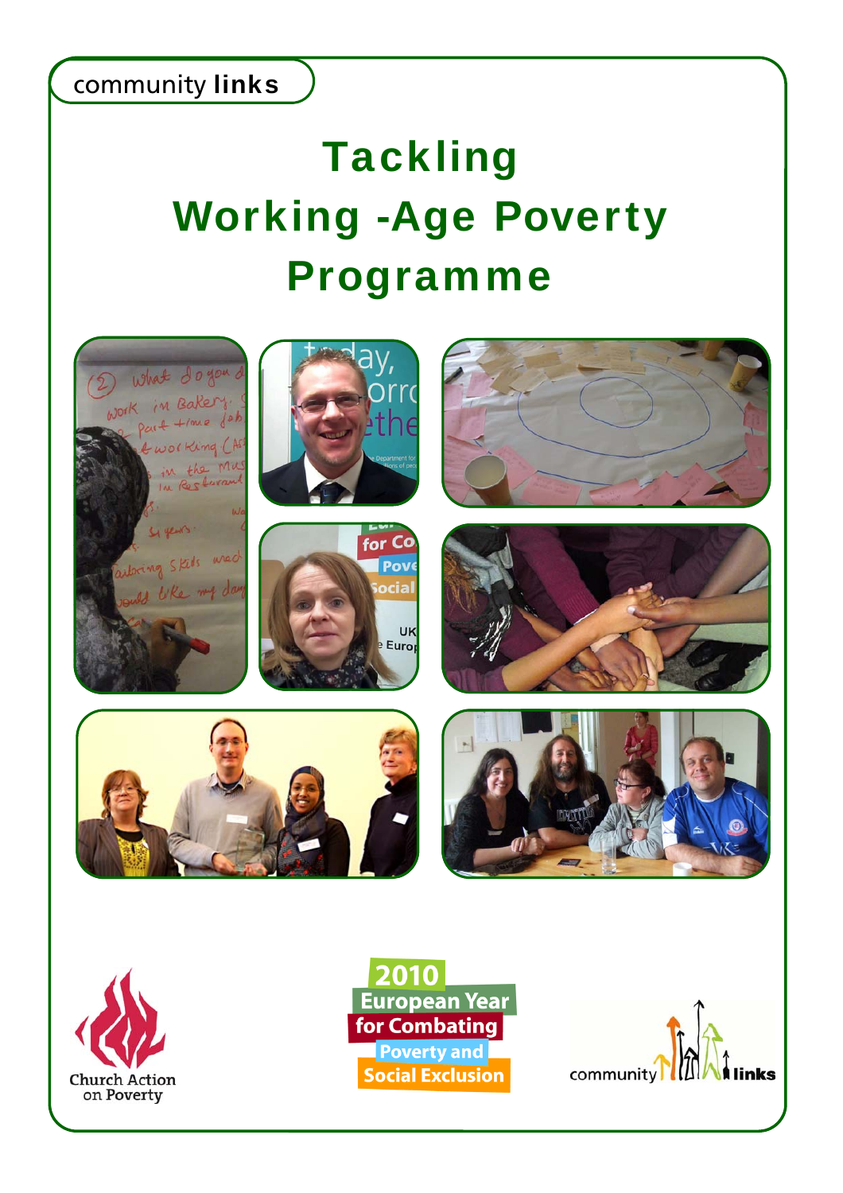community links

# Tackling Working -Age Poverty Programme

Church Action on Poverty

2010 European Year for Combating Poverty and Social Exclusion

community links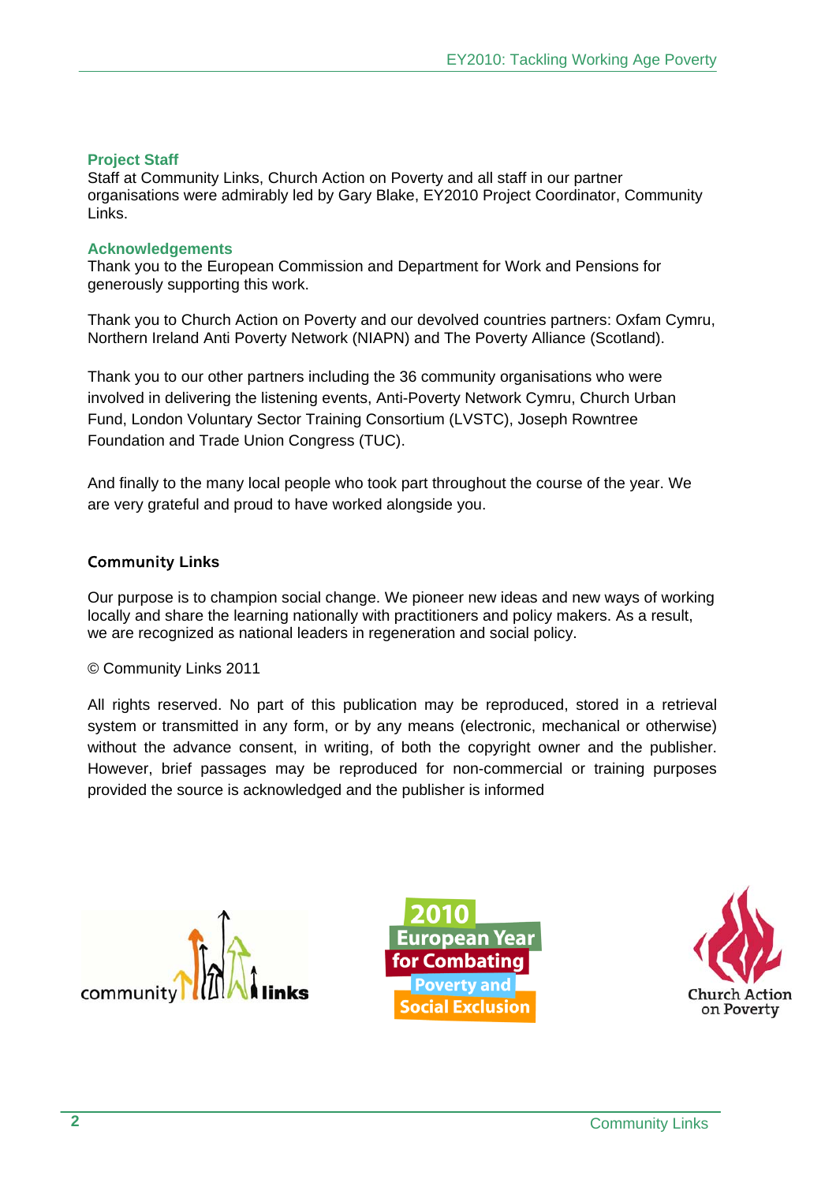### Project Staff

Staff at Community Links, Church Action on Poverty and all staff in our partner organisations were admirably led by Gary Blake, EY2010 Project Coordinator, Community Links.

### Acknowledgements

Thank you to the European Commission and Department for Work and Pensions for generously supporting this work.

Thank you to Church Action on Poverty and our devolved countries partners: Oxfam Cymru, Northern Ireland Anti Poverty Network (NIAPN) and The Poverty Alliance (Scotland).

Thank you to our other partners including the 36 community organisations who were involved in delivering the listening events, Anti-Poverty Network Cymru, Church Urban Fund, London Voluntary Sector Training Consortium (LVSTC), Joseph Rowntree Foundation and Trade Union Congress (TUC).

And finally to the many local people who took part throughout the course of the year. We are very grateful and proud to have worked alongside you.

### Community Links

Our purpose is to champion social change. We pioneer new ideas and new ways of working locally and share the learning nationally with practitioners and policy makers. As a result, we are recognized as national leaders in regeneration and social policy.

© Community Links 2011

All rights reserved. No part of this publication may be reproduced, stored in a retrieval system or transmitted in any form, or by any means (electronic, mechanical or otherwise) without the advance consent, in writing, of both the copyright owner and the publisher. However, brief passages may be reproduced for non-commercial or training purposes provided the source is acknowledged and the publisher is informed

community links

2010 European Year for Combating Poverty and Social Exclusion

Church Action on Poverty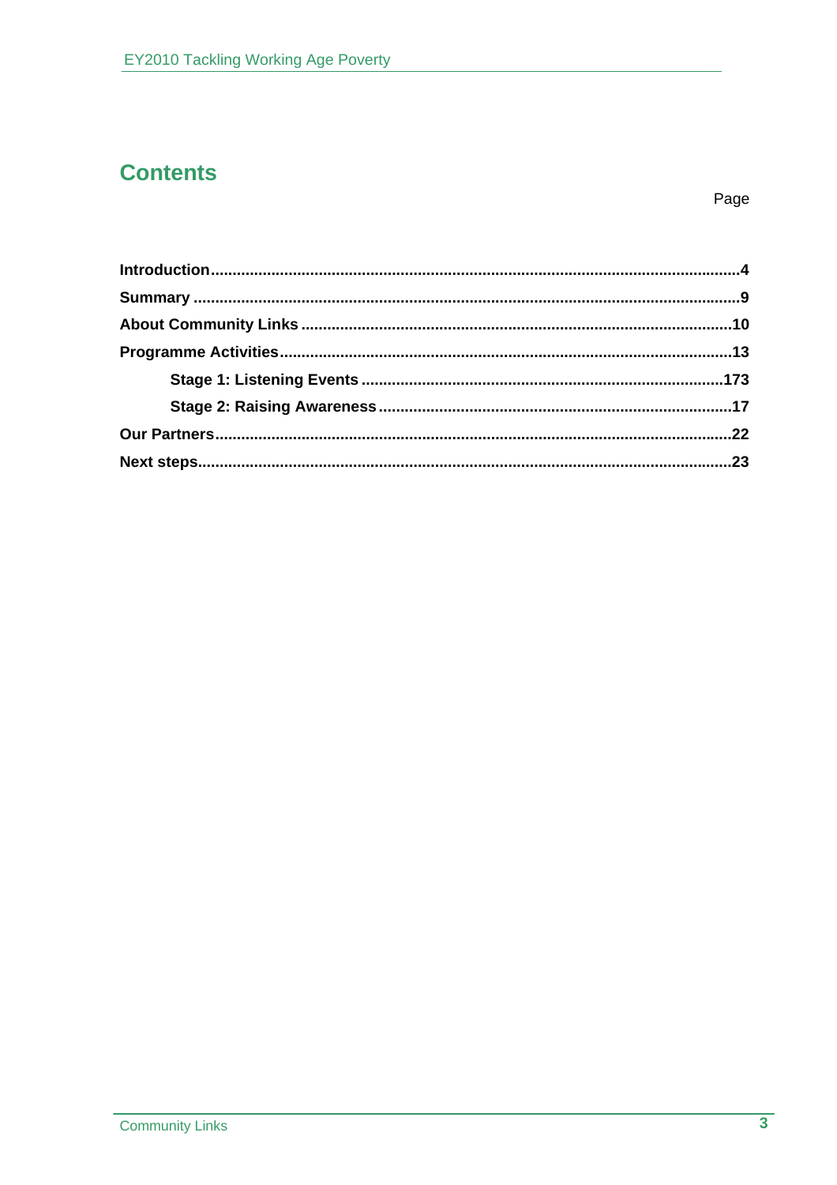# Contents

Page

**Introduction** ........................................................................................................................ **4**

**Summary** ............................................................................................................................ **9**

**About Community Links** .................................................................................................. **10**

**Programme Activities** ....................................................................................................... **13**

- **Stage 1: Listening Events** .................................................................................. **173**
- **Stage 2: Raising Awareness** ................................................................................ **17**

**Our Partners** ...................................................................................................................... **22**

**Next steps** ......................................................................................................................... **23**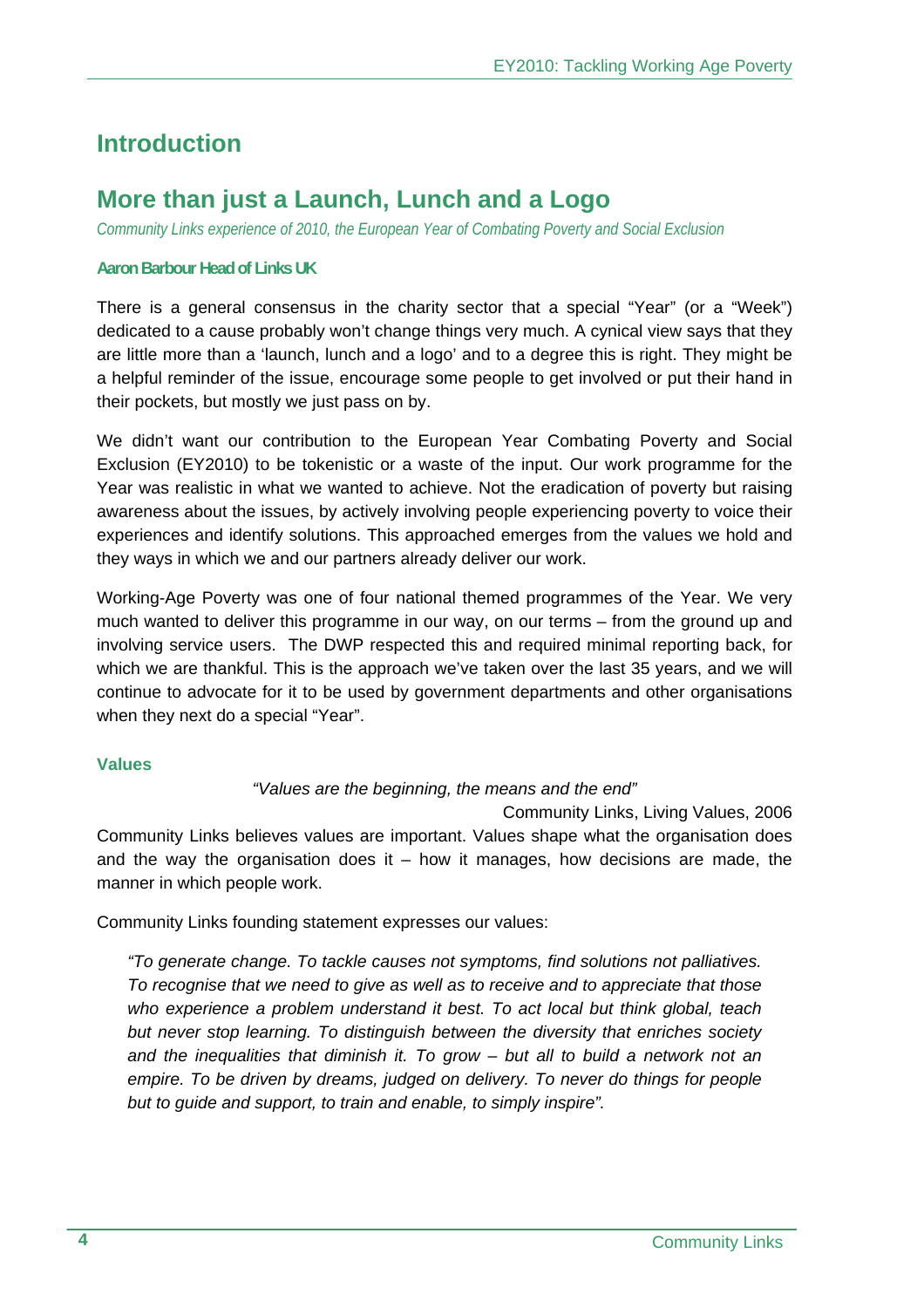# Introduction

## More than just a Launch, Lunch and a Logo

*Community Links experience of 2010, the European Year of Combating Poverty and Social Exclusion*

**Aaron Barbour Head of Links UK**

There is a general consensus in the charity sector that a special "Year" (or a "Week") dedicated to a cause probably won't change things very much. A cynical view says that they are little more than a 'launch, lunch and a logo' and to a degree this is right. They might be a helpful reminder of the issue, encourage some people to get involved or put their hand in their pockets, but mostly we just pass on by.

We didn't want our contribution to the European Year Combating Poverty and Social Exclusion (EY2010) to be tokenistic or a waste of the input. Our work programme for the Year was realistic in what we wanted to achieve. Not the eradication of poverty but raising awareness about the issues, by actively involving people experiencing poverty to voice their experiences and identify solutions. This approached emerges from the values we hold and they ways in which we and our partners already deliver our work.

Working-Age Poverty was one of four national themed programmes of the Year. We very much wanted to deliver this programme in our way, on our terms – from the ground up and involving service users. The DWP respected this and required minimal reporting back, for which we are thankful. This is the approach we've taken over the last 35 years, and we will continue to advocate for it to be used by government departments and other organisations when they next do a special "Year".

### Values

*"Values are the beginning, the means and the end"*

Community Links, Living Values, 2006

Community Links believes values are important. Values shape what the organisation does and the way the organisation does it – how it manages, how decisions are made, the manner in which people work.

Community Links founding statement expresses our values:

> *"To generate change. To tackle causes not symptoms, find solutions not palliatives. To recognise that we need to give as well as to receive and to appreciate that those who experience a problem understand it best. To act local but think global, teach but never stop learning. To distinguish between the diversity that enriches society and the inequalities that diminish it. To grow – but all to build a network not an empire. To be driven by dreams, judged on delivery. To never do things for people but to guide and support, to train and enable, to simply inspire".*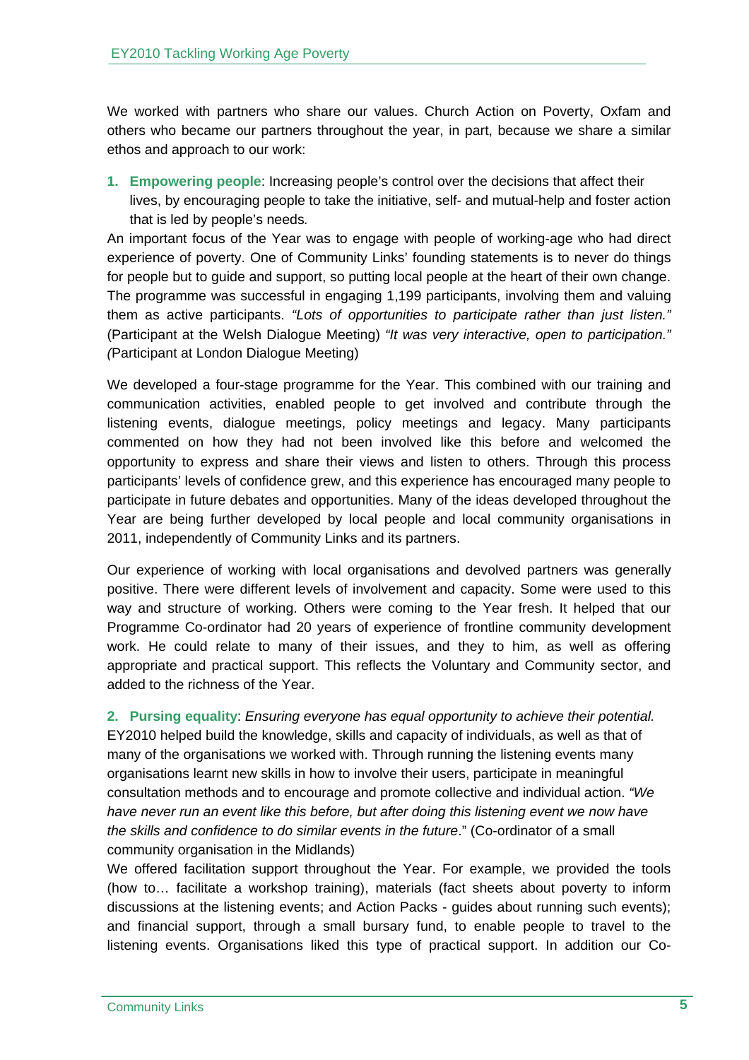We worked with partners who share our values. Church Action on Poverty, Oxfam and others who became our partners throughout the year, in part, because we share a similar ethos and approach to our work:

1. **Empowering people**: Increasing people's control over the decisions that affect their lives, by encouraging people to take the initiative, self- and mutual-help and foster action that is led by people's needs*.*

An important focus of the Year was to engage with people of working-age who had direct experience of poverty. One of Community Links' founding statements is to never do things for people but to guide and support, so putting local people at the heart of their own change. The programme was successful in engaging 1,199 participants, involving them and valuing them as active participants. *"Lots of opportunities to participate rather than just listen."* (Participant at the Welsh Dialogue Meeting) *"It was very interactive, open to participation."* *(*Participant at London Dialogue Meeting)

We developed a four-stage programme for the Year. This combined with our training and communication activities, enabled people to get involved and contribute through the listening events, dialogue meetings, policy meetings and legacy. Many participants commented on how they had not been involved like this before and welcomed the opportunity to express and share their views and listen to others. Through this process participants' levels of confidence grew, and this experience has encouraged many people to participate in future debates and opportunities. Many of the ideas developed throughout the Year are being further developed by local people and local community organisations in 2011, independently of Community Links and its partners.

Our experience of working with local organisations and devolved partners was generally positive. There were different levels of involvement and capacity. Some were used to this way and structure of working. Others were coming to the Year fresh. It helped that our Programme Co-ordinator had 20 years of experience of frontline community development work. He could relate to many of their issues, and they to him, as well as offering appropriate and practical support. This reflects the Voluntary and Community sector, and added to the richness of the Year.

2. **Pursing equality**: *Ensuring everyone has equal opportunity to achieve their potential.*

EY2010 helped build the knowledge, skills and capacity of individuals, as well as that of many of the organisations we worked with. Through running the listening events many organisations learnt new skills in how to involve their users, participate in meaningful consultation methods and to encourage and promote collective and individual action. *"We have never run an event like this before, but after doing this listening event we now have the skills and confidence to do similar events in the future*." (Co-ordinator of a small community organisation in the Midlands)

We offered facilitation support throughout the Year. For example, we provided the tools (how to… facilitate a workshop training), materials (fact sheets about poverty to inform discussions at the listening events; and Action Packs - guides about running such events); and financial support, through a small bursary fund, to enable people to travel to the listening events. Organisations liked this type of practical support. In addition our Co-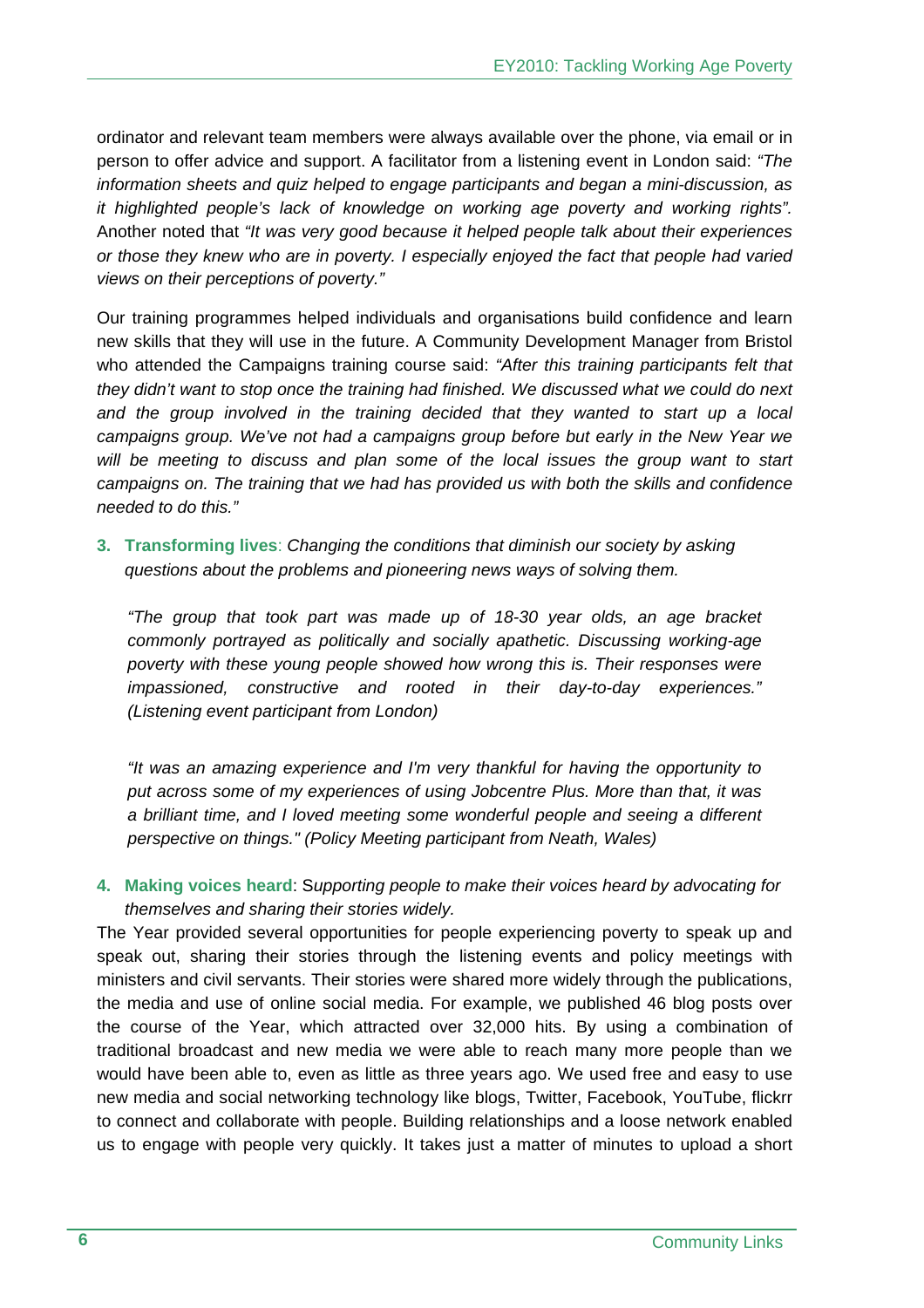ordinator and relevant team members were always available over the phone, via email or in person to offer advice and support. A facilitator from a listening event in London said: *"The information sheets and quiz helped to engage participants and began a mini-discussion, as it highlighted people's lack of knowledge on working age poverty and working rights".* Another noted that *"It was very good because it helped people talk about their experiences or those they knew who are in poverty. I especially enjoyed the fact that people had varied views on their perceptions of poverty."*

Our training programmes helped individuals and organisations build confidence and learn new skills that they will use in the future. A Community Development Manager from Bristol who attended the Campaigns training course said: *"After this training participants felt that they didn't want to stop once the training had finished. We discussed what we could do next and the group involved in the training decided that they wanted to start up a local campaigns group. We've not had a campaigns group before but early in the New Year we will be meeting to discuss and plan some of the local issues the group want to start campaigns on. The training that we had has provided us with both the skills and confidence needed to do this."*

3. **Transforming lives**: *Changing the conditions that diminish our society by asking questions about the problems and pioneering news ways of solving them.*

   *"The group that took part was made up of 18-30 year olds, an age bracket commonly portrayed as politically and socially apathetic. Discussing working-age poverty with these young people showed how wrong this is. Their responses were impassioned, constructive and rooted in their day-to-day experiences." (Listening event participant from London)*

   *"It was an amazing experience and I'm very thankful for having the opportunity to put across some of my experiences of using Jobcentre Plus. More than that, it was a brilliant time, and I loved meeting some wonderful people and seeing a different perspective on things." (Policy Meeting participant from Neath, Wales)*

4. **Making voices heard**: S*upporting people to make their voices heard by advocating for themselves and sharing their stories widely.*

The Year provided several opportunities for people experiencing poverty to speak up and speak out, sharing their stories through the listening events and policy meetings with ministers and civil servants. Their stories were shared more widely through the publications, the media and use of online social media. For example, we published 46 blog posts over the course of the Year, which attracted over 32,000 hits. By using a combination of traditional broadcast and new media we were able to reach many more people than we would have been able to, even as little as three years ago. We used free and easy to use new media and social networking technology like blogs, Twitter, Facebook, YouTube, flickrr to connect and collaborate with people. Building relationships and a loose network enabled us to engage with people very quickly. It takes just a matter of minutes to upload a short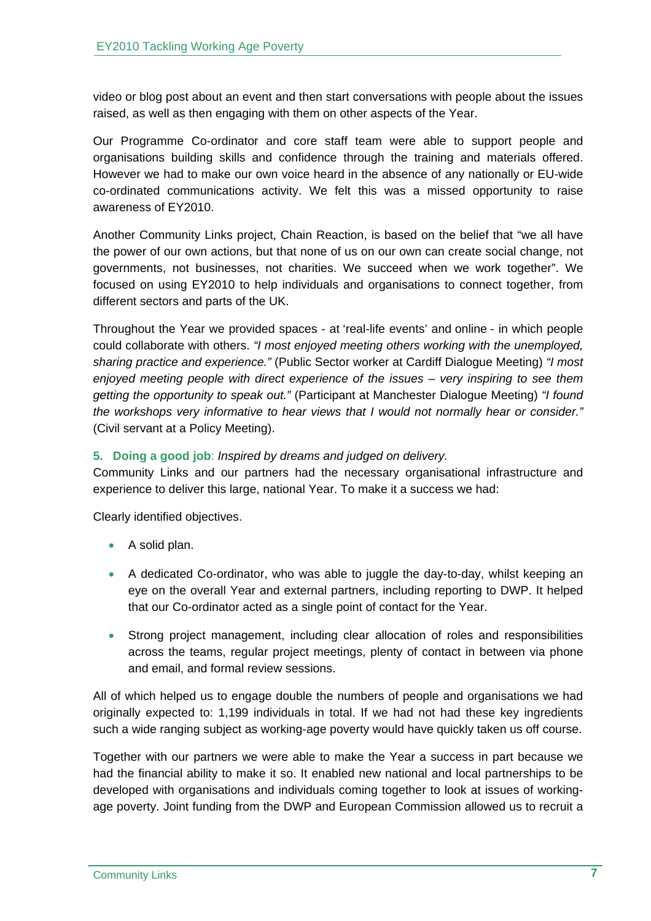video or blog post about an event and then start conversations with people about the issues raised, as well as then engaging with them on other aspects of the Year.

Our Programme Co-ordinator and core staff team were able to support people and organisations building skills and confidence through the training and materials offered. However we had to make our own voice heard in the absence of any nationally or EU-wide co-ordinated communications activity. We felt this was a missed opportunity to raise awareness of EY2010.

Another Community Links project, Chain Reaction, is based on the belief that "we all have the power of our own actions, but that none of us on our own can create social change, not governments, not businesses, not charities. We succeed when we work together". We focused on using EY2010 to help individuals and organisations to connect together, from different sectors and parts of the UK.

Throughout the Year we provided spaces - at 'real-life events' and online - in which people could collaborate with others. *"I most enjoyed meeting others working with the unemployed, sharing practice and experience."* (Public Sector worker at Cardiff Dialogue Meeting) *"I most enjoyed meeting people with direct experience of the issues – very inspiring to see them getting the opportunity to speak out."* (Participant at Manchester Dialogue Meeting) *"I found the workshops very informative to hear views that I would not normally hear or consider."* (Civil servant at a Policy Meeting).

**5. Doing a good job**: *Inspired by dreams and judged on delivery.*
Community Links and our partners had the necessary organisational infrastructure and experience to deliver this large, national Year. To make it a success we had:

Clearly identified objectives.

- A solid plan.
- A dedicated Co-ordinator, who was able to juggle the day-to-day, whilst keeping an eye on the overall Year and external partners, including reporting to DWP. It helped that our Co-ordinator acted as a single point of contact for the Year.
- Strong project management, including clear allocation of roles and responsibilities across the teams, regular project meetings, plenty of contact in between via phone and email, and formal review sessions.

All of which helped us to engage double the numbers of people and organisations we had originally expected to: 1,199 individuals in total. If we had not had these key ingredients such a wide ranging subject as working-age poverty would have quickly taken us off course.

Together with our partners we were able to make the Year a success in part because we had the financial ability to make it so. It enabled new national and local partnerships to be developed with organisations and individuals coming together to look at issues of working-age poverty. Joint funding from the DWP and European Commission allowed us to recruit a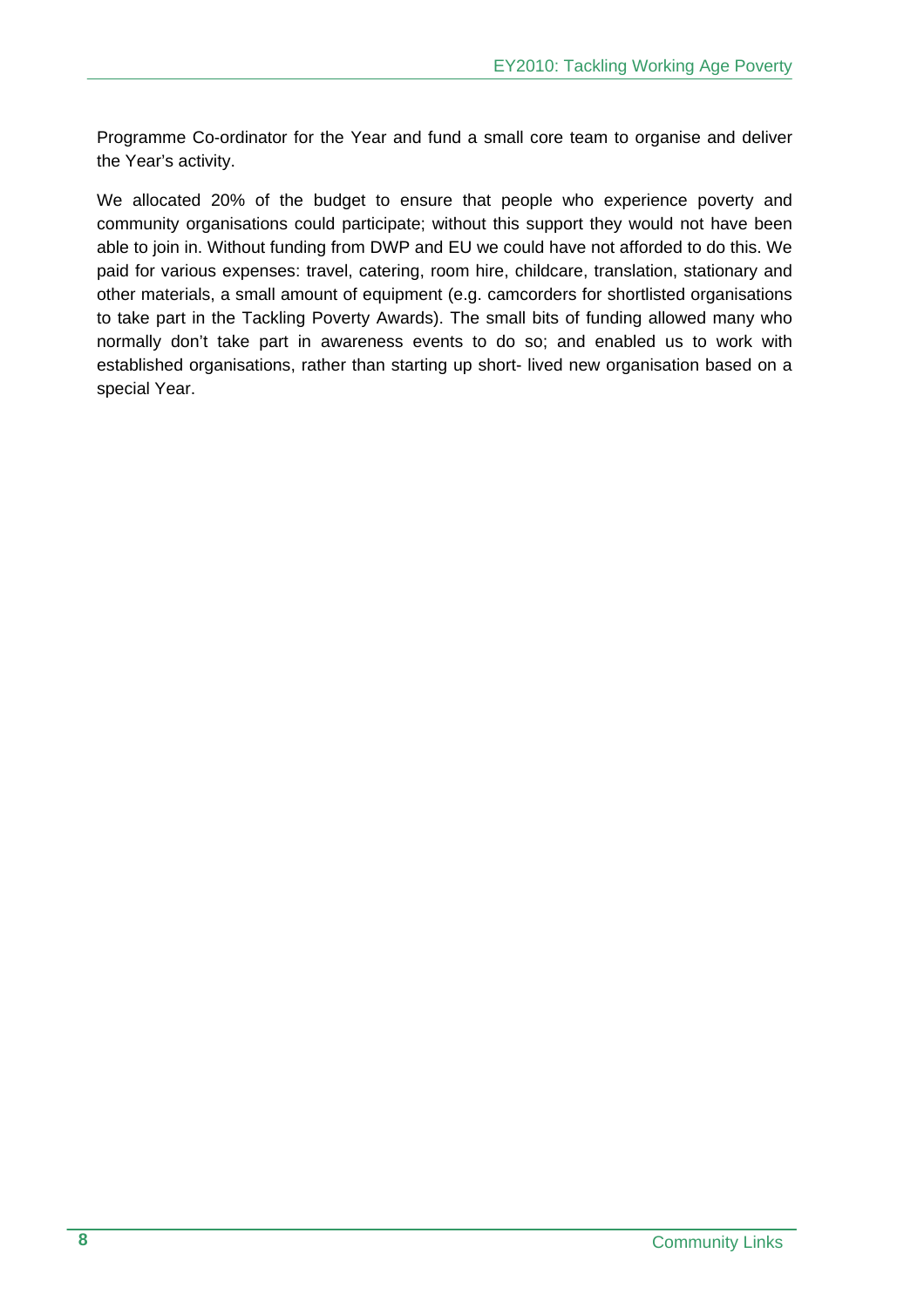Programme Co-ordinator for the Year and fund a small core team to organise and deliver the Year's activity.

We allocated 20% of the budget to ensure that people who experience poverty and community organisations could participate; without this support they would not have been able to join in. Without funding from DWP and EU we could have not afforded to do this. We paid for various expenses: travel, catering, room hire, childcare, translation, stationary and other materials, a small amount of equipment (e.g. camcorders for shortlisted organisations to take part in the Tackling Poverty Awards). The small bits of funding allowed many who normally don't take part in awareness events to do so; and enabled us to work with established organisations, rather than starting up short- lived new organisation based on a special Year.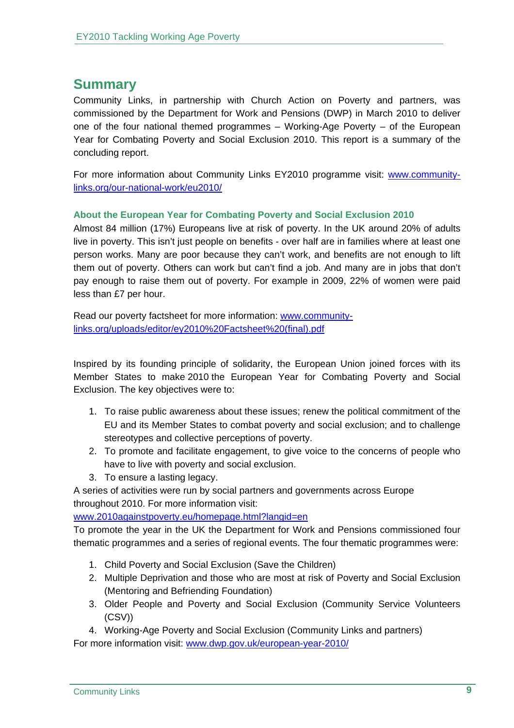## Summary

Community Links, in partnership with Church Action on Poverty and partners, was commissioned by the Department for Work and Pensions (DWP) in March 2010 to deliver one of the four national themed programmes – Working-Age Poverty – of the European Year for Combating Poverty and Social Exclusion 2010. This report is a summary of the concluding report.

For more information about Community Links EY2010 programme visit: [www.community-links.org/our-national-work/eu2010/](www.community-links.org/our-national-work/eu2010/)

### About the European Year for Combating Poverty and Social Exclusion 2010

Almost 84 million (17%) Europeans live at risk of poverty. In the UK around 20% of adults live in poverty. This isn't just people on benefits - over half are in families where at least one person works. Many are poor because they can't work, and benefits are not enough to lift them out of poverty. Others can work but can't find a job. And many are in jobs that don't pay enough to raise them out of poverty. For example in 2009, 22% of women were paid less than £7 per hour.

Read our poverty factsheet for more information: [www.community-links.org/uploads/editor/ey2010%20Factsheet%20(final).pdf](www.community-links.org/uploads/editor/ey2010%20Factsheet%20(final).pdf)

Inspired by its founding principle of solidarity, the European Union joined forces with its Member States to make 2010 the European Year for Combating Poverty and Social Exclusion. The key objectives were to:

1. To raise public awareness about these issues; renew the political commitment of the EU and its Member States to combat poverty and social exclusion; and to challenge stereotypes and collective perceptions of poverty.
2. To promote and facilitate engagement, to give voice to the concerns of people who have to live with poverty and social exclusion.
3. To ensure a lasting legacy.

A series of activities were run by social partners and governments across Europe throughout 2010. For more information visit: [www.2010againstpoverty.eu/homepage.html?langid=en](www.2010againstpoverty.eu/homepage.html?langid=en)

To promote the year in the UK the Department for Work and Pensions commissioned four thematic programmes and a series of regional events. The four thematic programmes were:

1. Child Poverty and Social Exclusion (Save the Children)
2. Multiple Deprivation and those who are most at risk of Poverty and Social Exclusion (Mentoring and Befriending Foundation)
3. Older People and Poverty and Social Exclusion (Community Service Volunteers (CSV))
4. Working-Age Poverty and Social Exclusion (Community Links and partners)

For more information visit: [www.dwp.gov.uk/european-year-2010/](www.dwp.gov.uk/european-year-2010/)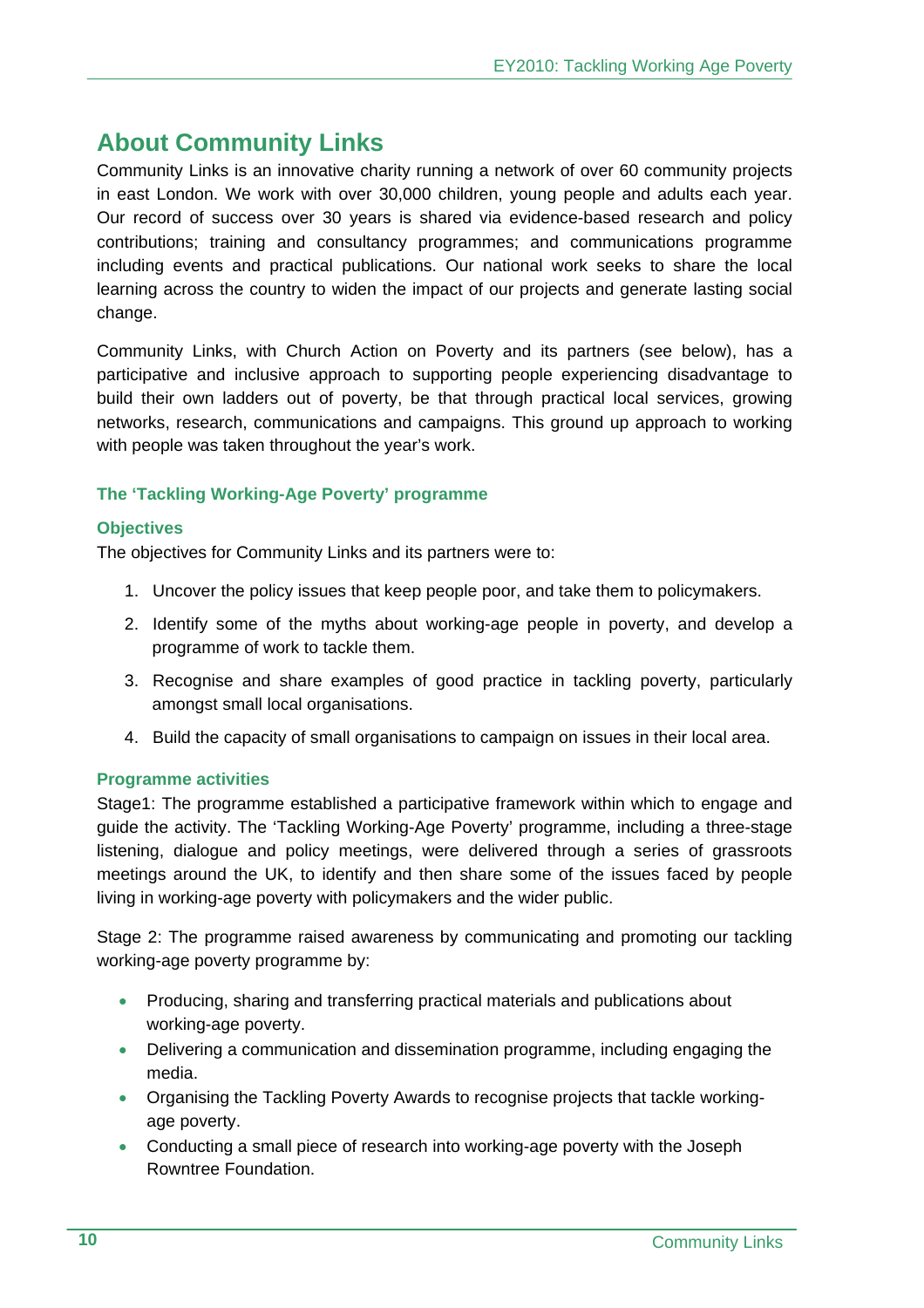## About Community Links

Community Links is an innovative charity running a network of over 60 community projects in east London. We work with over 30,000 children, young people and adults each year. Our record of success over 30 years is shared via evidence-based research and policy contributions; training and consultancy programmes; and communications programme including events and practical publications. Our national work seeks to share the local learning across the country to widen the impact of our projects and generate lasting social change.

Community Links, with Church Action on Poverty and its partners (see below), has a participative and inclusive approach to supporting people experiencing disadvantage to build their own ladders out of poverty, be that through practical local services, growing networks, research, communications and campaigns. This ground up approach to working with people was taken throughout the year's work.

### The 'Tackling Working-Age Poverty' programme

#### Objectives

The objectives for Community Links and its partners were to:

1. Uncover the policy issues that keep people poor, and take them to policymakers.
2. Identify some of the myths about working-age people in poverty, and develop a programme of work to tackle them.
3. Recognise and share examples of good practice in tackling poverty, particularly amongst small local organisations.
4. Build the capacity of small organisations to campaign on issues in their local area.

#### Programme activities

Stage1: The programme established a participative framework within which to engage and guide the activity. The 'Tackling Working-Age Poverty' programme, including a three-stage listening, dialogue and policy meetings, were delivered through a series of grassroots meetings around the UK, to identify and then share some of the issues faced by people living in working-age poverty with policymakers and the wider public.

Stage 2: The programme raised awareness by communicating and promoting our tackling working-age poverty programme by:

- Producing, sharing and transferring practical materials and publications about working-age poverty.
- Delivering a communication and dissemination programme, including engaging the media.
- Organising the Tackling Poverty Awards to recognise projects that tackle working-age poverty.
- Conducting a small piece of research into working-age poverty with the Joseph Rowntree Foundation.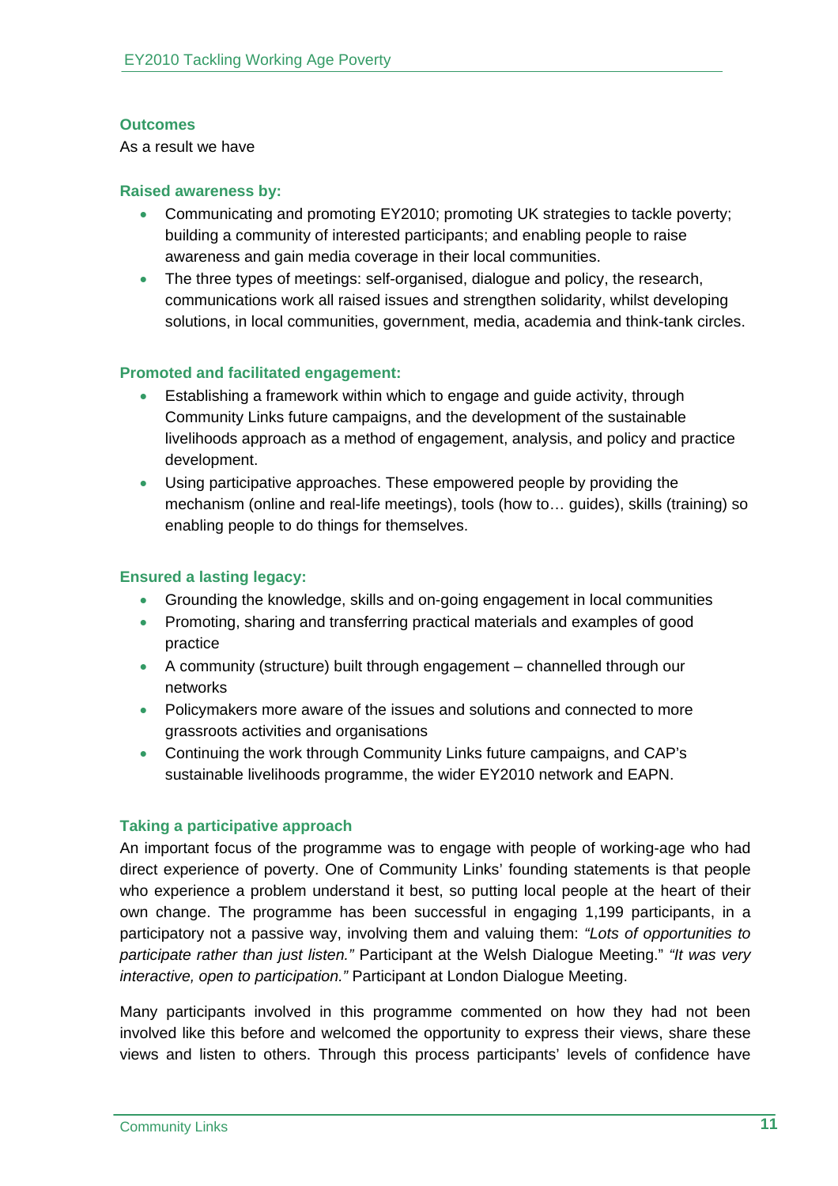### Outcomes

As a result we have

### Raised awareness by:

- Communicating and promoting EY2010; promoting UK strategies to tackle poverty; building a community of interested participants; and enabling people to raise awareness and gain media coverage in their local communities.
- The three types of meetings: self-organised, dialogue and policy, the research, communications work all raised issues and strengthen solidarity, whilst developing solutions, in local communities, government, media, academia and think-tank circles.

### Promoted and facilitated engagement:

- Establishing a framework within which to engage and guide activity, through Community Links future campaigns, and the development of the sustainable livelihoods approach as a method of engagement, analysis, and policy and practice development.
- Using participative approaches. These empowered people by providing the mechanism (online and real-life meetings), tools (how to… guides), skills (training) so enabling people to do things for themselves.

### Ensured a lasting legacy:

- Grounding the knowledge, skills and on-going engagement in local communities
- Promoting, sharing and transferring practical materials and examples of good practice
- A community (structure) built through engagement – channelled through our networks
- Policymakers more aware of the issues and solutions and connected to more grassroots activities and organisations
- Continuing the work through Community Links future campaigns, and CAP's sustainable livelihoods programme, the wider EY2010 network and EAPN.

### Taking a participative approach

An important focus of the programme was to engage with people of working-age who had direct experience of poverty. One of Community Links' founding statements is that people who experience a problem understand it best, so putting local people at the heart of their own change. The programme has been successful in engaging 1,199 participants, in a participatory not a passive way, involving them and valuing them: *"Lots of opportunities to participate rather than just listen."* Participant at the Welsh Dialogue Meeting." *"It was very interactive, open to participation."* Participant at London Dialogue Meeting.

Many participants involved in this programme commented on how they had not been involved like this before and welcomed the opportunity to express their views, share these views and listen to others. Through this process participants' levels of confidence have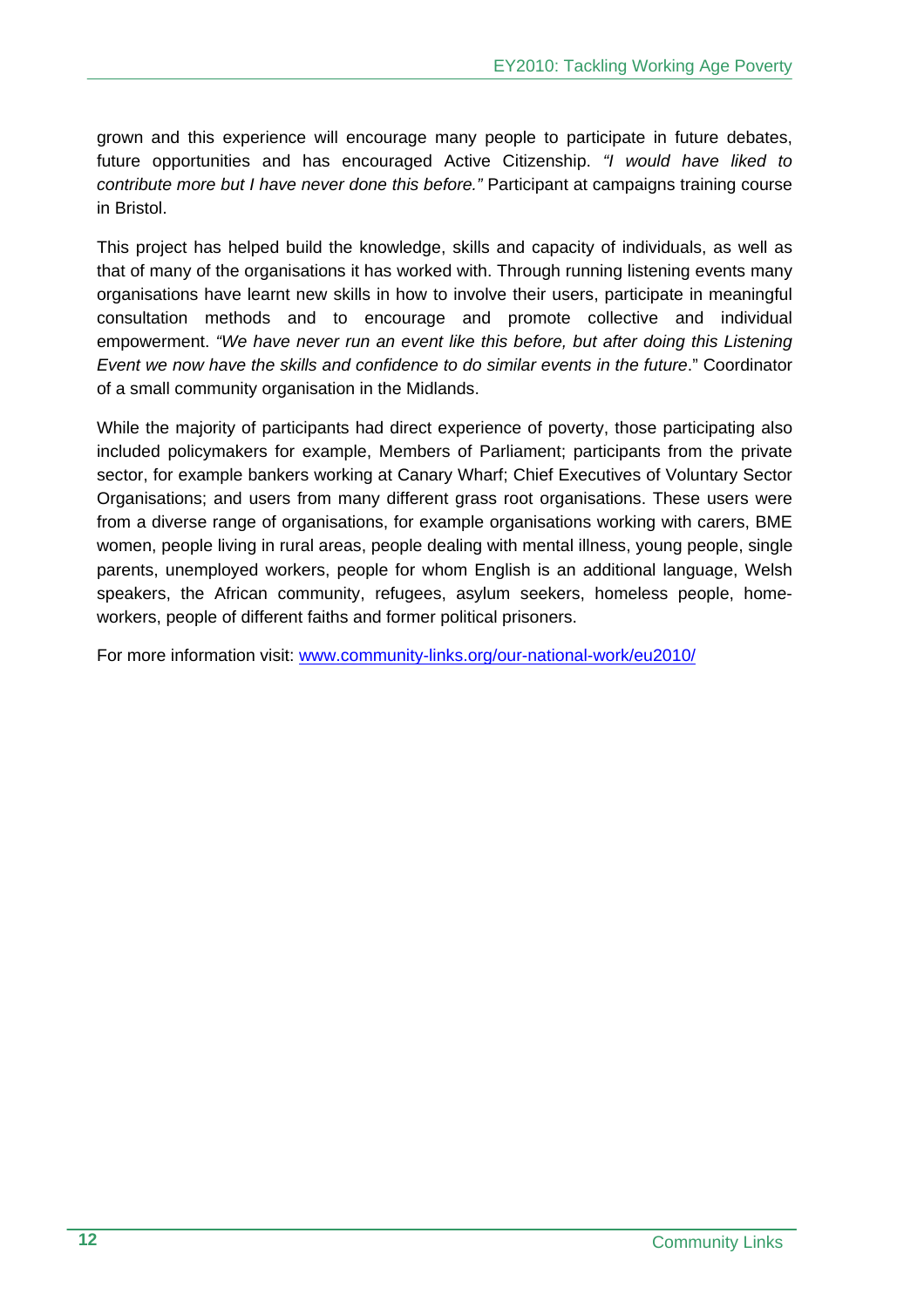grown and this experience will encourage many people to participate in future debates, future opportunities and has encouraged Active Citizenship. *"I would have liked to contribute more but I have never done this before."* Participant at campaigns training course in Bristol.

This project has helped build the knowledge, skills and capacity of individuals, as well as that of many of the organisations it has worked with. Through running listening events many organisations have learnt new skills in how to involve their users, participate in meaningful consultation methods and to encourage and promote collective and individual empowerment. *"We have never run an event like this before, but after doing this Listening Event we now have the skills and confidence to do similar events in the future*." Coordinator of a small community organisation in the Midlands.

While the majority of participants had direct experience of poverty, those participating also included policymakers for example, Members of Parliament; participants from the private sector, for example bankers working at Canary Wharf; Chief Executives of Voluntary Sector Organisations; and users from many different grass root organisations. These users were from a diverse range of organisations, for example organisations working with carers, BME women, people living in rural areas, people dealing with mental illness, young people, single parents, unemployed workers, people for whom English is an additional language, Welsh speakers, the African community, refugees, asylum seekers, homeless people, home-workers, people of different faiths and former political prisoners.

For more information visit: [www.community-links.org/our-national-work/eu2010/](www.community-links.org/our-national-work/eu2010/)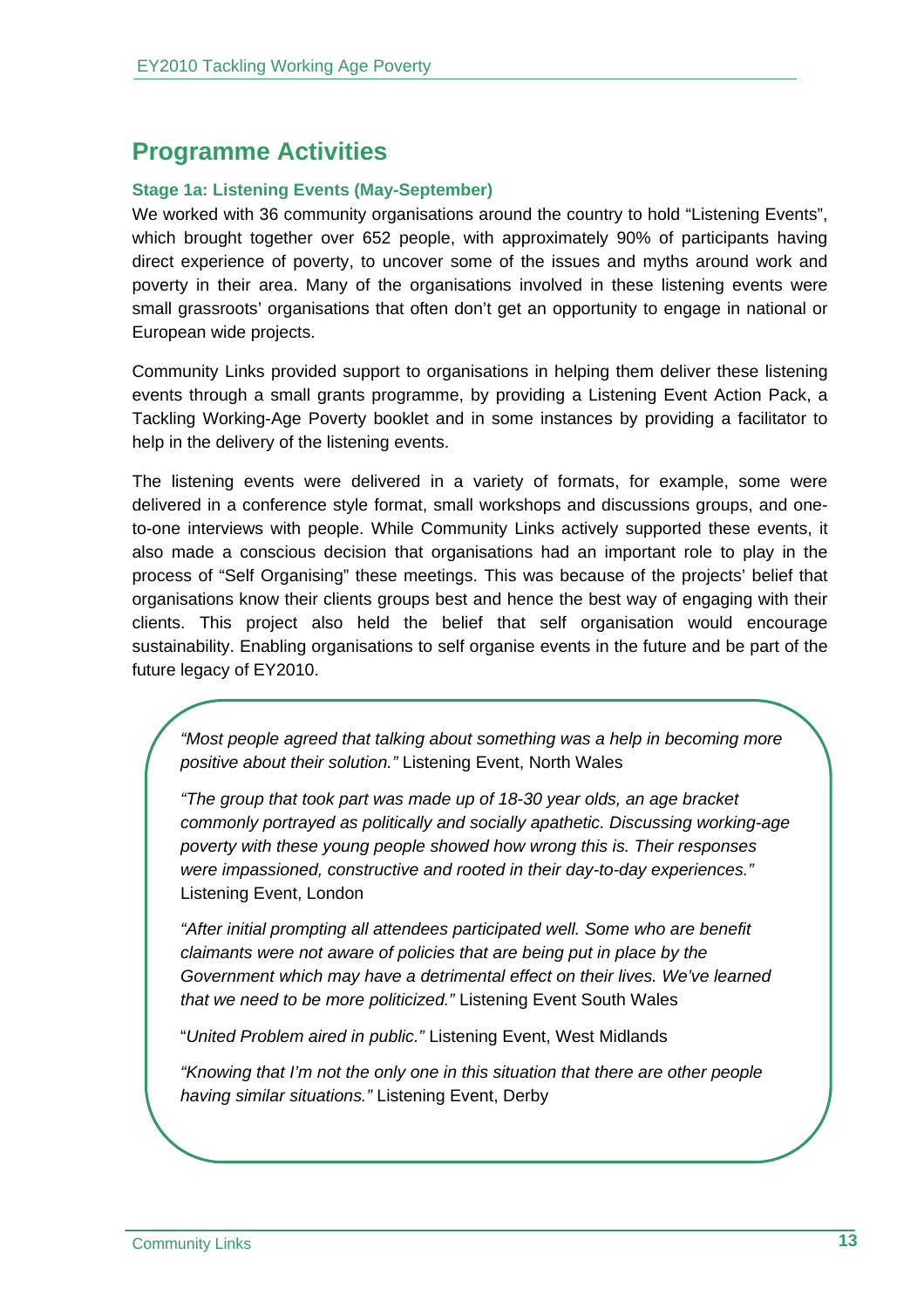## Programme Activities

### Stage 1a: Listening Events (May-September)

We worked with 36 community organisations around the country to hold "Listening Events", which brought together over 652 people, with approximately 90% of participants having direct experience of poverty, to uncover some of the issues and myths around work and poverty in their area. Many of the organisations involved in these listening events were small grassroots' organisations that often don't get an opportunity to engage in national or European wide projects.

Community Links provided support to organisations in helping them deliver these listening events through a small grants programme, by providing a Listening Event Action Pack, a Tackling Working-Age Poverty booklet and in some instances by providing a facilitator to help in the delivery of the listening events.

The listening events were delivered in a variety of formats, for example, some were delivered in a conference style format, small workshops and discussions groups, and one-to-one interviews with people. While Community Links actively supported these events, it also made a conscious decision that organisations had an important role to play in the process of "Self Organising" these meetings. This was because of the projects' belief that organisations know their clients groups best and hence the best way of engaging with their clients. This project also held the belief that self organisation would encourage sustainability. Enabling organisations to self organise events in the future and be part of the future legacy of EY2010.

> *"Most people agreed that talking about something was a help in becoming more positive about their solution."* Listening Event, North Wales
>
> *"The group that took part was made up of 18-30 year olds, an age bracket commonly portrayed as politically and socially apathetic. Discussing working-age poverty with these young people showed how wrong this is. Their responses were impassioned, constructive and rooted in their day-to-day experiences."* Listening Event, London
>
> *"After initial prompting all attendees participated well. Some who are benefit claimants were not aware of policies that are being put in place by the Government which may have a detrimental effect on their lives. We've learned that we need to be more politicized."* Listening Event South Wales
>
> "*United Problem aired in public."* Listening Event, West Midlands
>
> *"Knowing that I'm not the only one in this situation that there are other people having similar situations."* Listening Event, Derby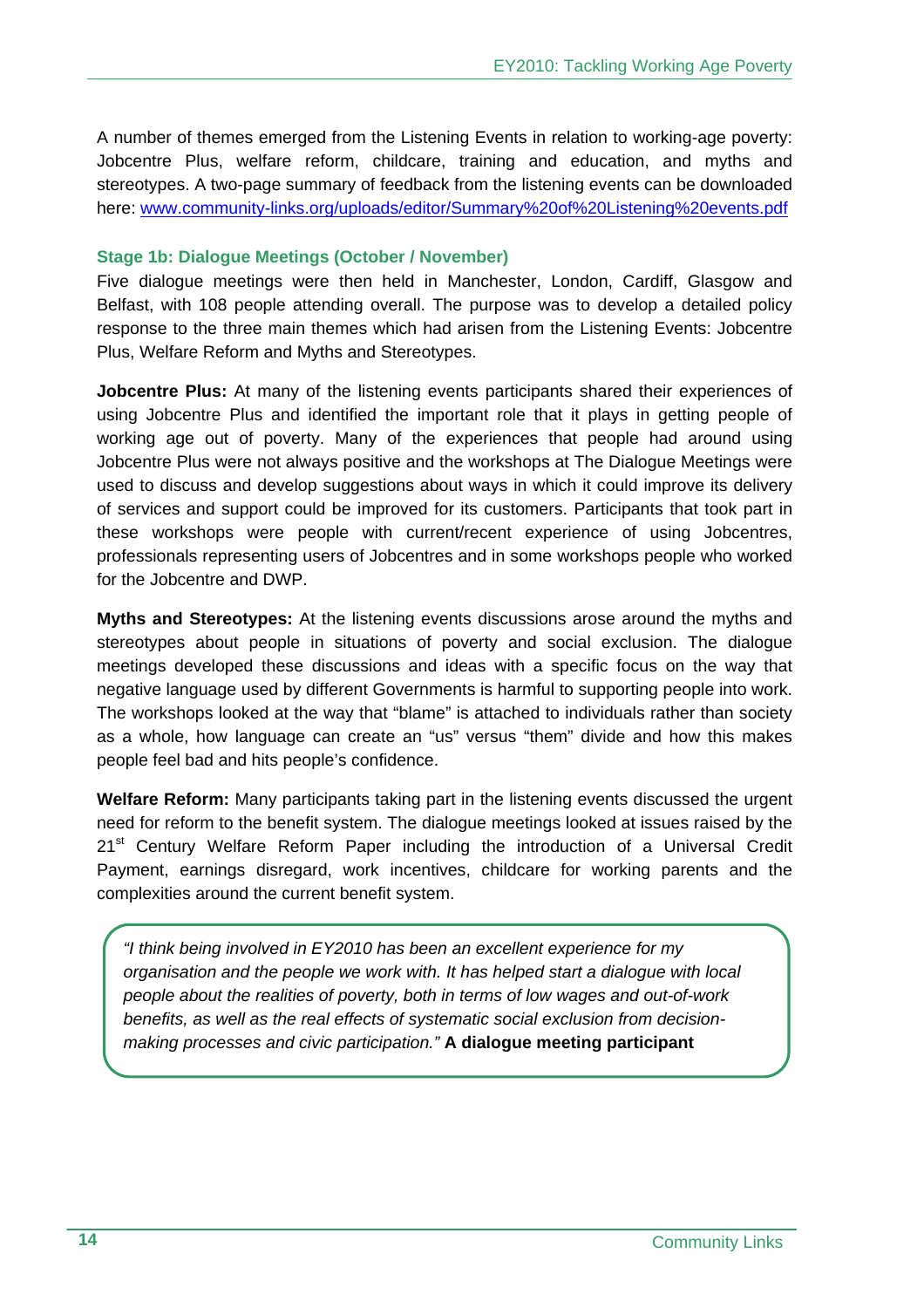A number of themes emerged from the Listening Events in relation to working-age poverty: Jobcentre Plus, welfare reform, childcare, training and education, and myths and stereotypes. A two-page summary of feedback from the listening events can be downloaded here: www.community-links.org/uploads/editor/Summary%20of%20Listening%20events.pdf

### Stage 1b: Dialogue Meetings (October / November)

Five dialogue meetings were then held in Manchester, London, Cardiff, Glasgow and Belfast, with 108 people attending overall. The purpose was to develop a detailed policy response to the three main themes which had arisen from the Listening Events: Jobcentre Plus, Welfare Reform and Myths and Stereotypes.

**Jobcentre Plus:** At many of the listening events participants shared their experiences of using Jobcentre Plus and identified the important role that it plays in getting people of working age out of poverty. Many of the experiences that people had around using Jobcentre Plus were not always positive and the workshops at The Dialogue Meetings were used to discuss and develop suggestions about ways in which it could improve its delivery of services and support could be improved for its customers. Participants that took part in these workshops were people with current/recent experience of using Jobcentres, professionals representing users of Jobcentres and in some workshops people who worked for the Jobcentre and DWP.

**Myths and Stereotypes:** At the listening events discussions arose around the myths and stereotypes about people in situations of poverty and social exclusion. The dialogue meetings developed these discussions and ideas with a specific focus on the way that negative language used by different Governments is harmful to supporting people into work. The workshops looked at the way that "blame" is attached to individuals rather than society as a whole, how language can create an "us" versus "them" divide and how this makes people feel bad and hits people's confidence.

**Welfare Reform:** Many participants taking part in the listening events discussed the urgent need for reform to the benefit system. The dialogue meetings looked at issues raised by the 21st Century Welfare Reform Paper including the introduction of a Universal Credit Payment, earnings disregard, work incentives, childcare for working parents and the complexities around the current benefit system.

> *"I think being involved in EY2010 has been an excellent experience for my organisation and the people we work with. It has helped start a dialogue with local people about the realities of poverty, both in terms of low wages and out-of-work benefits, as well as the real effects of systematic social exclusion from decision-making processes and civic participation."* **A dialogue meeting participant**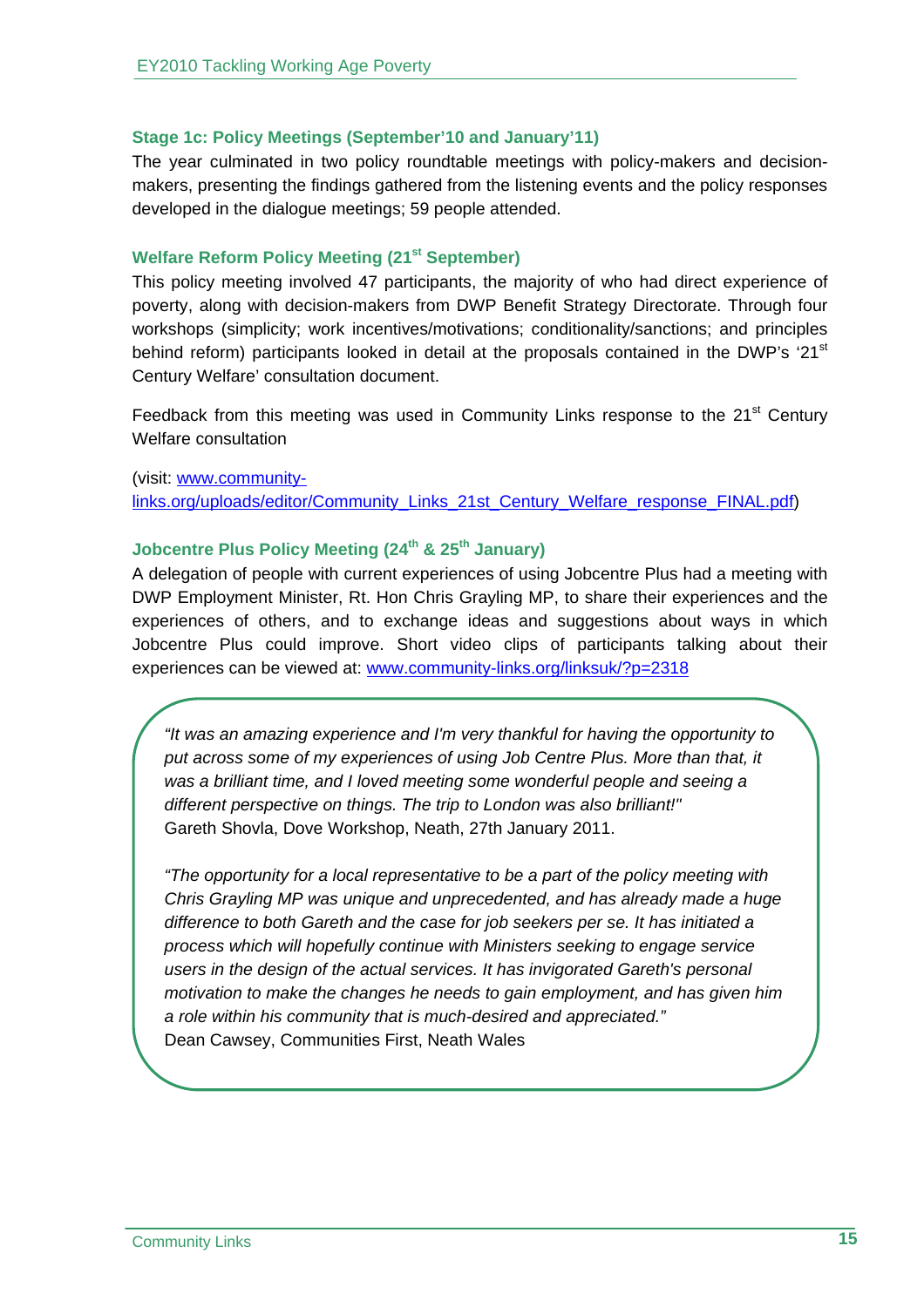### Stage 1c: Policy Meetings (September'10 and January'11)

The year culminated in two policy roundtable meetings with policy-makers and decision-makers, presenting the findings gathered from the listening events and the policy responses developed in the dialogue meetings; 59 people attended.

### Welfare Reform Policy Meeting (21st September)

This policy meeting involved 47 participants, the majority of who had direct experience of poverty, along with decision-makers from DWP Benefit Strategy Directorate. Through four workshops (simplicity; work incentives/motivations; conditionality/sanctions; and principles behind reform) participants looked in detail at the proposals contained in the DWP's '21st Century Welfare' consultation document.

Feedback from this meeting was used in Community Links response to the 21st Century Welfare consultation

(visit: [www.community-links.org/uploads/editor/Community_Links_21st_Century_Welfare_response_FINAL.pdf](www.community-links.org/uploads/editor/Community_Links_21st_Century_Welfare_response_FINAL.pdf))

### Jobcentre Plus Policy Meeting (24th & 25th January)

A delegation of people with current experiences of using Jobcentre Plus had a meeting with DWP Employment Minister, Rt. Hon Chris Grayling MP, to share their experiences and the experiences of others, and to exchange ideas and suggestions about ways in which Jobcentre Plus could improve. Short video clips of participants talking about their experiences can be viewed at: [www.community-links.org/linksuk/?p=2318](www.community-links.org/linksuk/?p=2318)

> *"It was an amazing experience and I'm very thankful for having the opportunity to put across some of my experiences of using Job Centre Plus. More than that, it was a brilliant time, and I loved meeting some wonderful people and seeing a different perspective on things. The trip to London was also brilliant!"*
> Gareth Shovla, Dove Workshop, Neath, 27th January 2011.
>
> *"The opportunity for a local representative to be a part of the policy meeting with Chris Grayling MP was unique and unprecedented, and has already made a huge difference to both Gareth and the case for job seekers per se. It has initiated a process which will hopefully continue with Ministers seeking to engage service users in the design of the actual services. It has invigorated Gareth's personal motivation to make the changes he needs to gain employment, and has given him a role within his community that is much-desired and appreciated."*
> Dean Cawsey, Communities First, Neath Wales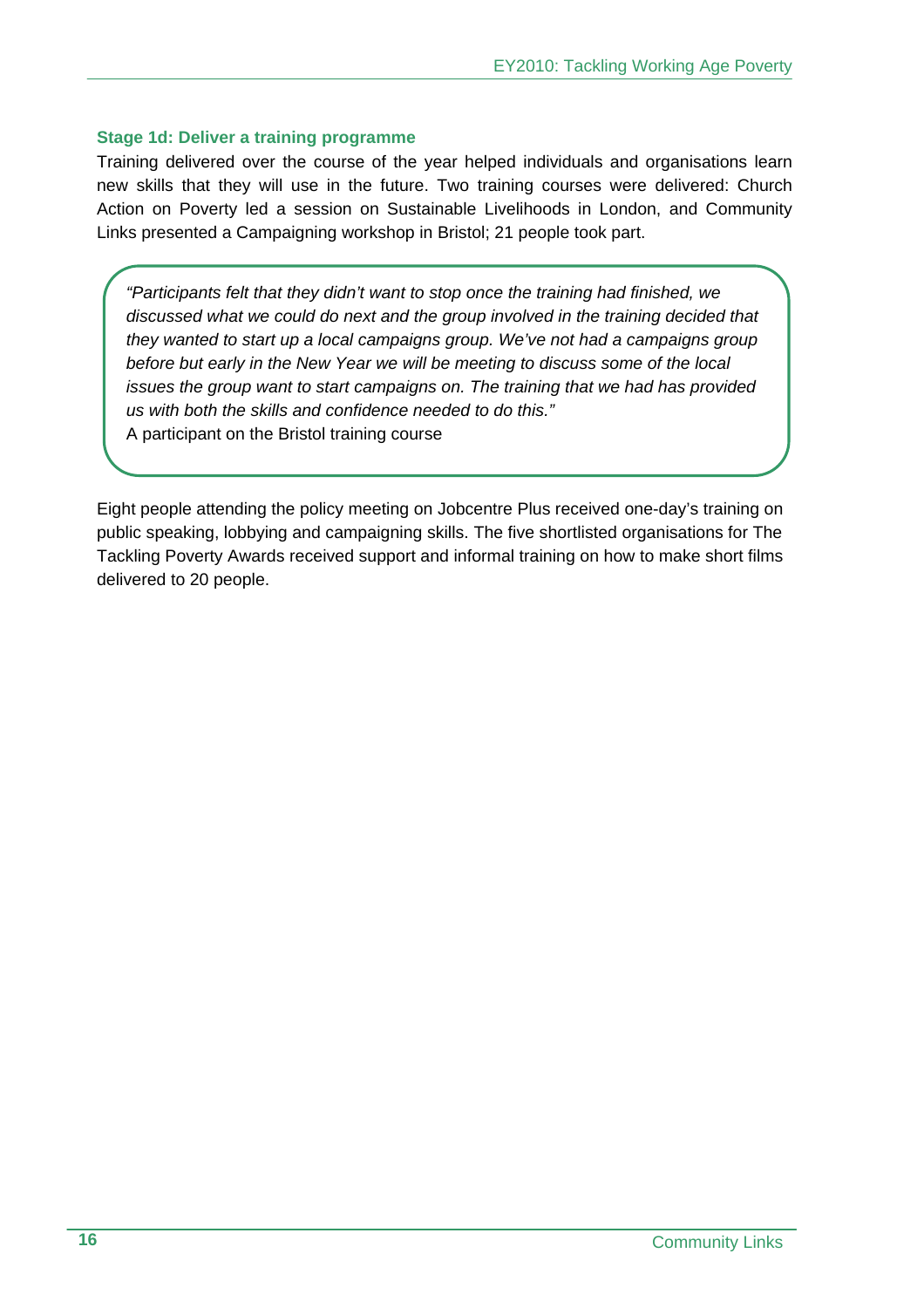### Stage 1d: Deliver a training programme

Training delivered over the course of the year helped individuals and organisations learn new skills that they will use in the future. Two training courses were delivered: Church Action on Poverty led a session on Sustainable Livelihoods in London, and Community Links presented a Campaigning workshop in Bristol; 21 people took part.

> *"Participants felt that they didn't want to stop once the training had finished, we discussed what we could do next and the group involved in the training decided that they wanted to start up a local campaigns group. We've not had a campaigns group before but early in the New Year we will be meeting to discuss some of the local issues the group want to start campaigns on. The training that we had has provided us with both the skills and confidence needed to do this."*
>
> A participant on the Bristol training course

Eight people attending the policy meeting on Jobcentre Plus received one-day's training on public speaking, lobbying and campaigning skills. The five shortlisted organisations for The Tackling Poverty Awards received support and informal training on how to make short films delivered to 20 people.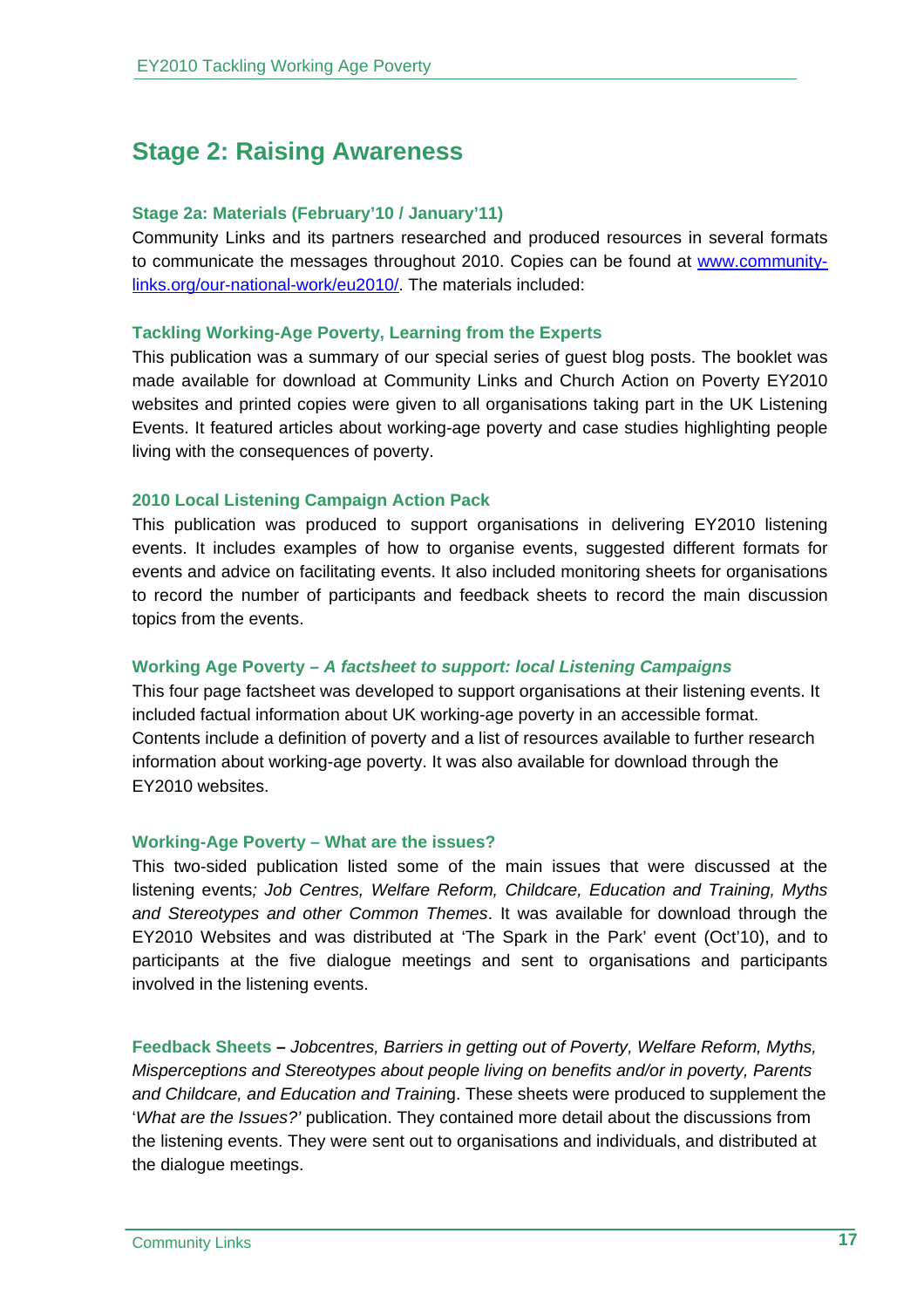## Stage 2: Raising Awareness

### Stage 2a: Materials (February'10 / January'11)

Community Links and its partners researched and produced resources in several formats to communicate the messages throughout 2010. Copies can be found at [www.community-links.org/our-national-work/eu2010/](www.community-links.org/our-national-work/eu2010/). The materials included:

#### Tackling Working-Age Poverty, Learning from the Experts

This publication was a summary of our special series of guest blog posts. The booklet was made available for download at Community Links and Church Action on Poverty EY2010 websites and printed copies were given to all organisations taking part in the UK Listening Events. It featured articles about working-age poverty and case studies highlighting people living with the consequences of poverty.

#### 2010 Local Listening Campaign Action Pack

This publication was produced to support organisations in delivering EY2010 listening events. It includes examples of how to organise events, suggested different formats for events and advice on facilitating events. It also included monitoring sheets for organisations to record the number of participants and feedback sheets to record the main discussion topics from the events.

#### Working Age Poverty – *A factsheet to support: local Listening Campaigns*

This four page factsheet was developed to support organisations at their listening events. It included factual information about UK working-age poverty in an accessible format. Contents include a definition of poverty and a list of resources available to further research information about working-age poverty. It was also available for download through the EY2010 websites.

#### Working-Age Poverty – What are the issues?

This two-sided publication listed some of the main issues that were discussed at the listening events*; Job Centres, Welfare Reform, Childcare, Education and Training, Myths and Stereotypes and other Common Themes*. It was available for download through the EY2010 Websites and was distributed at 'The Spark in the Park' event (Oct'10), and to participants at the five dialogue meetings and sent to organisations and participants involved in the listening events.

**Feedback Sheets –** *Jobcentres, Barriers in getting out of Poverty, Welfare Reform, Myths, Misperceptions and Stereotypes about people living on benefits and/or in poverty, Parents and Childcare, and Education and Trainin*g. These sheets were produced to supplement the '*What are the Issues?'* publication. They contained more detail about the discussions from the listening events. They were sent out to organisations and individuals, and distributed at the dialogue meetings.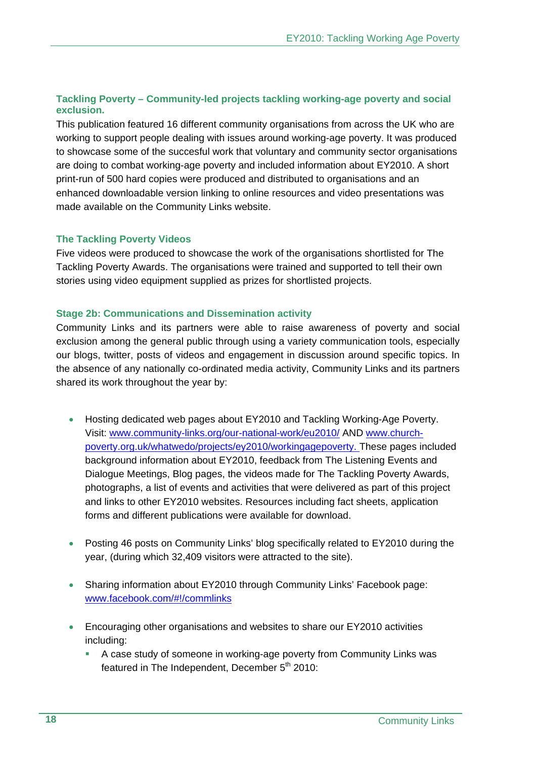### Tackling Poverty – Community-led projects tackling working-age poverty and social exclusion.

This publication featured 16 different community organisations from across the UK who are working to support people dealing with issues around working-age poverty. It was produced to showcase some of the succesful work that voluntary and community sector organisations are doing to combat working-age poverty and included information about EY2010. A short print-run of 500 hard copies were produced and distributed to organisations and an enhanced downloadable version linking to online resources and video presentations was made available on the Community Links website.

### The Tackling Poverty Videos

Five videos were produced to showcase the work of the organisations shortlisted for The Tackling Poverty Awards. The organisations were trained and supported to tell their own stories using video equipment supplied as prizes for shortlisted projects.

### Stage 2b: Communications and Dissemination activity

Community Links and its partners were able to raise awareness of poverty and social exclusion among the general public through using a variety communication tools, especially our blogs, twitter, posts of videos and engagement in discussion around specific topics. In the absence of any nationally co-ordinated media activity, Community Links and its partners shared its work throughout the year by:

- Hosting dedicated web pages about EY2010 and Tackling Working-Age Poverty. Visit: [www.community-links.org/our-national-work/eu2010/](www.community-links.org/our-national-work/eu2010/) AND [www.church-poverty.org.uk/whatwedo/projects/ey2010/workingagepoverty.](www.church-poverty.org.uk/whatwedo/projects/ey2010/workingagepoverty) These pages included background information about EY2010, feedback from The Listening Events and Dialogue Meetings, Blog pages, the videos made for The Tackling Poverty Awards, photographs, a list of events and activities that were delivered as part of this project and links to other EY2010 websites. Resources including fact sheets, application forms and different publications were available for download.

- Posting 46 posts on Community Links' blog specifically related to EY2010 during the year, (during which 32,409 visitors were attracted to the site).

- Sharing information about EY2010 through Community Links' Facebook page: [www.facebook.com/#!/commlinks](www.facebook.com/#!/commlinks)

- Encouraging other organisations and websites to share our EY2010 activities including:
  - A case study of someone in working-age poverty from Community Links was featured in The Independent, December 5th 2010: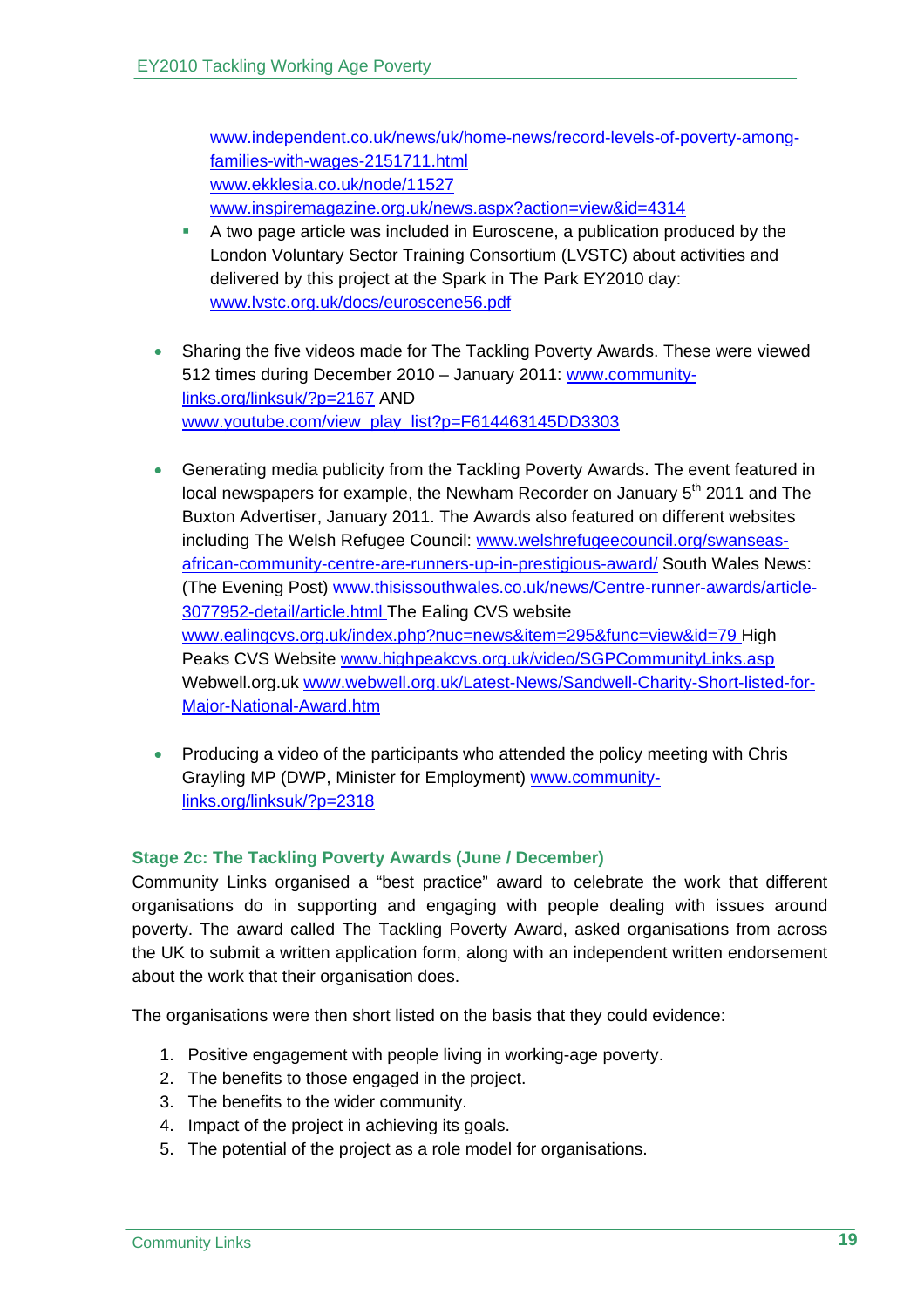[www.independent.co.uk/news/uk/home-news/record-levels-of-poverty-among-families-with-wages-2151711.html](www.independent.co.uk/news/uk/home-news/record-levels-of-poverty-among-families-with-wages-2151711.html)
  [www.ekklesia.co.uk/node/11527](www.ekklesia.co.uk/node/11527)
  [www.inspiremagazine.org.uk/news.aspx?action=view&id=4314](www.inspiremagazine.org.uk/news.aspx?action=view&id=4314)

  - A two page article was included in Euroscene, a publication produced by the London Voluntary Sector Training Consortium (LVSTC) about activities and delivered by this project at the Spark in The Park EY2010 day: [www.lvstc.org.uk/docs/euroscene56.pdf](www.lvstc.org.uk/docs/euroscene56.pdf)

- Sharing the five videos made for The Tackling Poverty Awards. These were viewed 512 times during December 2010 – January 2011: [www.community-links.org/linksuk/?p=2167](www.community-links.org/linksuk/?p=2167) AND [www.youtube.com/view_play_list?p=F614463145DD3303](www.youtube.com/view_play_list?p=F614463145DD3303)

- Generating media publicity from the Tackling Poverty Awards. The event featured in local newspapers for example, the Newham Recorder on January 5th 2011 and The Buxton Advertiser, January 2011. The Awards also featured on different websites including The Welsh Refugee Council: [www.welshrefugeecouncil.org/swanseas-african-community-centre-are-runners-up-in-prestigious-award/](www.welshrefugeecouncil.org/swanseas-african-community-centre-are-runners-up-in-prestigious-award/) South Wales News: (The Evening Post) [www.thisissouthwales.co.uk/news/Centre-runner-awards/article-3077952-detail/article.html](www.thisissouthwales.co.uk/news/Centre-runner-awards/article-3077952-detail/article.html) The Ealing CVS website [www.ealingcvs.org.uk/index.php?nuc=news&item=295&func=view&id=79](www.ealingcvs.org.uk/index.php?nuc=news&item=295&func=view&id=79) High Peaks CVS Website [www.highpeakcvs.org.uk/video/SGPCommunityLinks.asp](www.highpeakcvs.org.uk/video/SGPCommunityLinks.asp) Webwell.org.uk [www.webwell.org.uk/Latest-News/Sandwell-Charity-Short-listed-for-Major-National-Award.htm](www.webwell.org.uk/Latest-News/Sandwell-Charity-Short-listed-for-Major-National-Award.htm)

- Producing a video of the participants who attended the policy meeting with Chris Grayling MP (DWP, Minister for Employment) [www.community-links.org/linksuk/?p=2318](www.community-links.org/linksuk/?p=2318)

### Stage 2c: The Tackling Poverty Awards (June / December)

Community Links organised a "best practice" award to celebrate the work that different organisations do in supporting and engaging with people dealing with issues around poverty. The award called The Tackling Poverty Award, asked organisations from across the UK to submit a written application form, along with an independent written endorsement about the work that their organisation does.

The organisations were then short listed on the basis that they could evidence:

1. Positive engagement with people living in working-age poverty.
2. The benefits to those engaged in the project.
3. The benefits to the wider community.
4. Impact of the project in achieving its goals.
5. The potential of the project as a role model for organisations.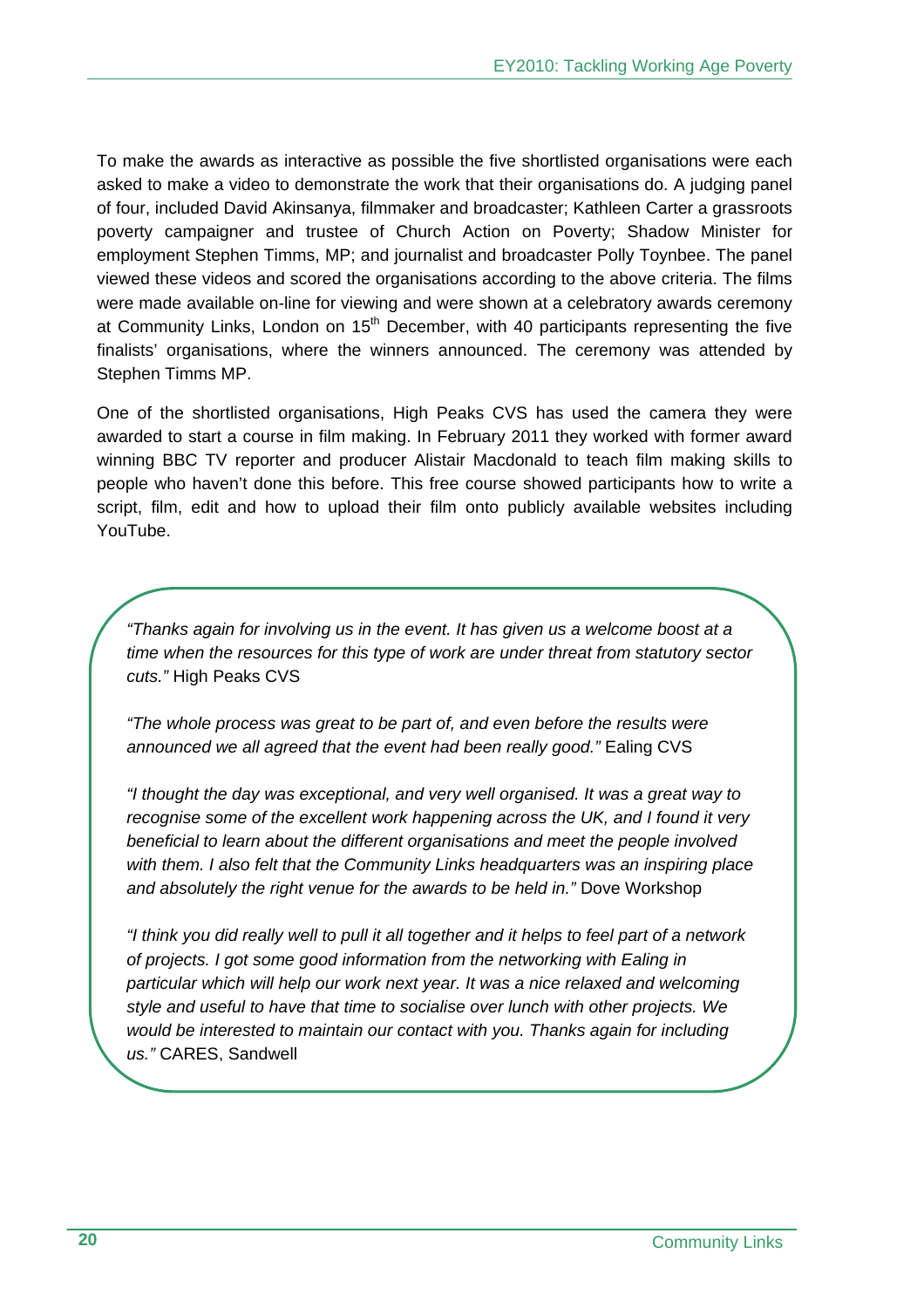To make the awards as interactive as possible the five shortlisted organisations were each asked to make a video to demonstrate the work that their organisations do. A judging panel of four, included David Akinsanya, filmmaker and broadcaster; Kathleen Carter a grassroots poverty campaigner and trustee of Church Action on Poverty; Shadow Minister for employment Stephen Timms, MP; and journalist and broadcaster Polly Toynbee. The panel viewed these videos and scored the organisations according to the above criteria. The films were made available on-line for viewing and were shown at a celebratory awards ceremony at Community Links, London on 15th December, with 40 participants representing the five finalists' organisations, where the winners announced. The ceremony was attended by Stephen Timms MP.

One of the shortlisted organisations, High Peaks CVS has used the camera they were awarded to start a course in film making. In February 2011 they worked with former award winning BBC TV reporter and producer Alistair Macdonald to teach film making skills to people who haven't done this before. This free course showed participants how to write a script, film, edit and how to upload their film onto publicly available websites including YouTube.

*"Thanks again for involving us in the event. It has given us a welcome boost at a time when the resources for this type of work are under threat from statutory sector cuts."* High Peaks CVS

*"The whole process was great to be part of, and even before the results were announced we all agreed that the event had been really good."* Ealing CVS

*"I thought the day was exceptional, and very well organised. It was a great way to recognise some of the excellent work happening across the UK, and I found it very beneficial to learn about the different organisations and meet the people involved with them. I also felt that the Community Links headquarters was an inspiring place and absolutely the right venue for the awards to be held in."* Dove Workshop

*"I think you did really well to pull it all together and it helps to feel part of a network of projects. I got some good information from the networking with Ealing in particular which will help our work next year. It was a nice relaxed and welcoming style and useful to have that time to socialise over lunch with other projects. We would be interested to maintain our contact with you. Thanks again for including us."* CARES, Sandwell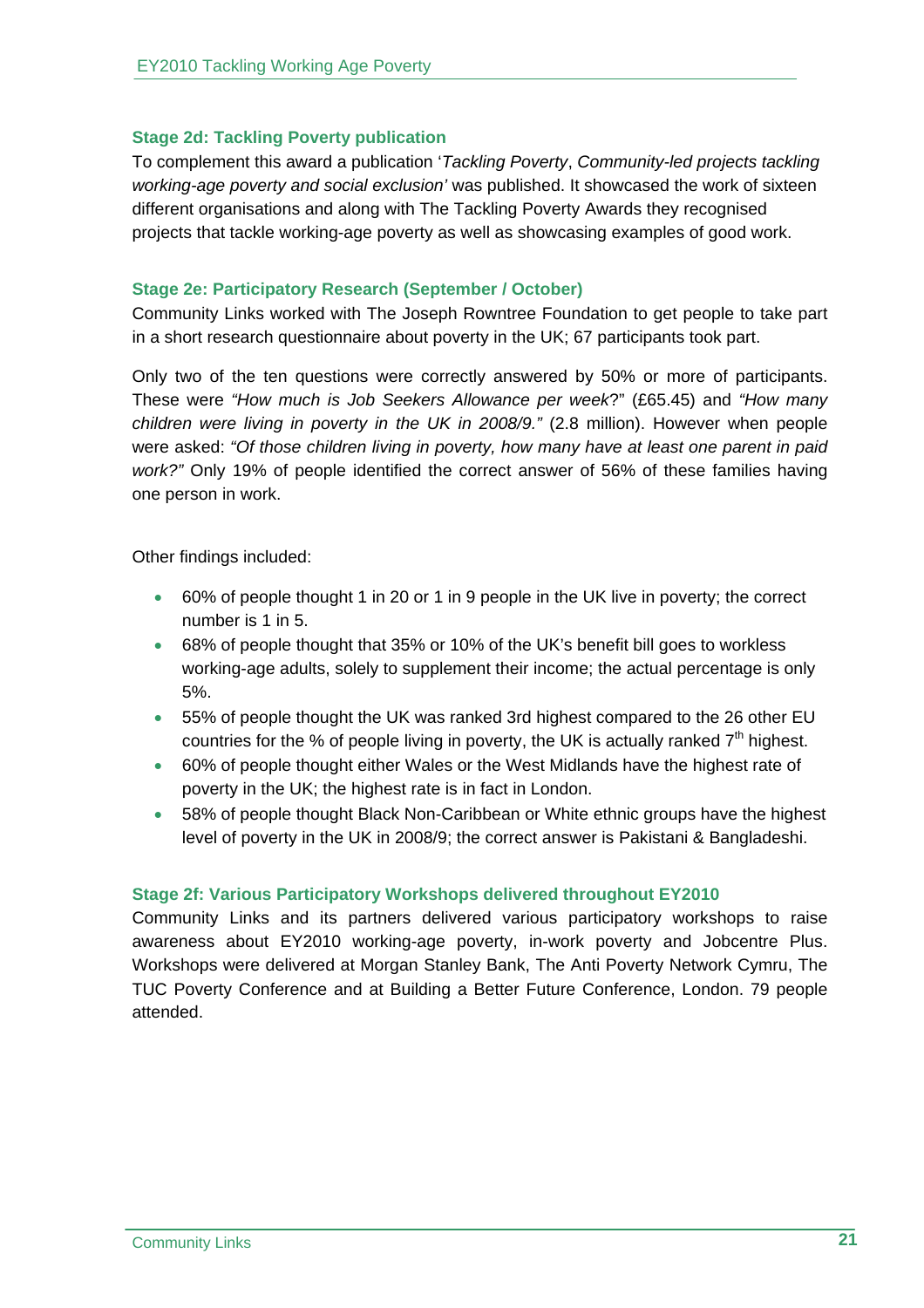### Stage 2d: Tackling Poverty publication

To complement this award a publication '*Tackling Poverty*, *Community-led projects tackling working-age poverty and social exclusion'* was published. It showcased the work of sixteen different organisations and along with The Tackling Poverty Awards they recognised projects that tackle working-age poverty as well as showcasing examples of good work.

### Stage 2e: Participatory Research (September / October)

Community Links worked with The Joseph Rowntree Foundation to get people to take part in a short research questionnaire about poverty in the UK; 67 participants took part.

Only two of the ten questions were correctly answered by 50% or more of participants. These were *"How much is Job Seekers Allowance per week*?" (£65.45) and *"How many children were living in poverty in the UK in 2008/9."* (2.8 million). However when people were asked: *"Of those children living in poverty, how many have at least one parent in paid work?"* Only 19% of people identified the correct answer of 56% of these families having one person in work.

Other findings included:

- 60% of people thought 1 in 20 or 1 in 9 people in the UK live in poverty; the correct number is 1 in 5.
- 68% of people thought that 35% or 10% of the UK's benefit bill goes to workless working-age adults, solely to supplement their income; the actual percentage is only 5%.
- 55% of people thought the UK was ranked 3rd highest compared to the 26 other EU countries for the % of people living in poverty, the UK is actually ranked 7th highest.
- 60% of people thought either Wales or the West Midlands have the highest rate of poverty in the UK; the highest rate is in fact in London.
- 58% of people thought Black Non-Caribbean or White ethnic groups have the highest level of poverty in the UK in 2008/9; the correct answer is Pakistani & Bangladeshi.

### Stage 2f: Various Participatory Workshops delivered throughout EY2010

Community Links and its partners delivered various participatory workshops to raise awareness about EY2010 working-age poverty, in-work poverty and Jobcentre Plus. Workshops were delivered at Morgan Stanley Bank, The Anti Poverty Network Cymru, The TUC Poverty Conference and at Building a Better Future Conference, London. 79 people attended.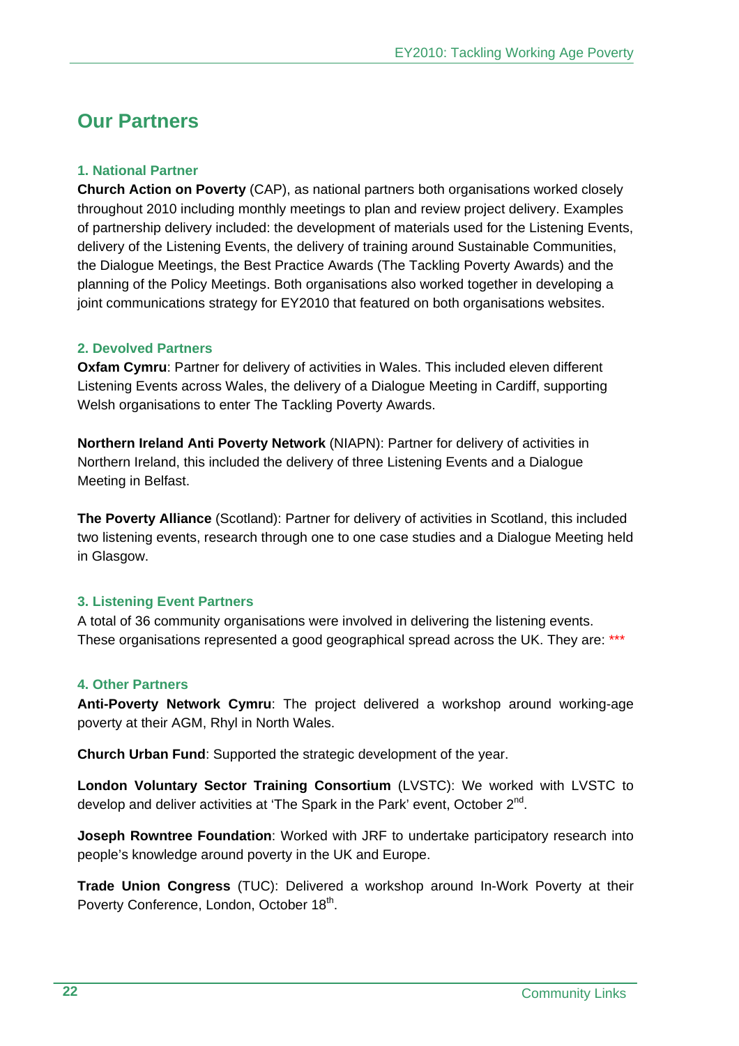## Our Partners

### 1. National Partner

**Church Action on Poverty** (CAP), as national partners both organisations worked closely throughout 2010 including monthly meetings to plan and review project delivery. Examples of partnership delivery included: the development of materials used for the Listening Events, delivery of the Listening Events, the delivery of training around Sustainable Communities, the Dialogue Meetings, the Best Practice Awards (The Tackling Poverty Awards) and the planning of the Policy Meetings. Both organisations also worked together in developing a joint communications strategy for EY2010 that featured on both organisations websites.

### 2. Devolved Partners

**Oxfam Cymru**: Partner for delivery of activities in Wales. This included eleven different Listening Events across Wales, the delivery of a Dialogue Meeting in Cardiff, supporting Welsh organisations to enter The Tackling Poverty Awards.

**Northern Ireland Anti Poverty Network** (NIAPN): Partner for delivery of activities in Northern Ireland, this included the delivery of three Listening Events and a Dialogue Meeting in Belfast.

**The Poverty Alliance** (Scotland): Partner for delivery of activities in Scotland, this included two listening events, research through one to one case studies and a Dialogue Meeting held in Glasgow.

### 3. Listening Event Partners

A total of 36 community organisations were involved in delivering the listening events. These organisations represented a good geographical spread across the UK. They are: ***

### 4. Other Partners

**Anti-Poverty Network Cymru**: The project delivered a workshop around working-age poverty at their AGM, Rhyl in North Wales.

**Church Urban Fund**: Supported the strategic development of the year.

**London Voluntary Sector Training Consortium** (LVSTC): We worked with LVSTC to develop and deliver activities at 'The Spark in the Park' event, October 2nd.

**Joseph Rowntree Foundation**: Worked with JRF to undertake participatory research into people's knowledge around poverty in the UK and Europe.

**Trade Union Congress** (TUC): Delivered a workshop around In-Work Poverty at their Poverty Conference, London, October 18th.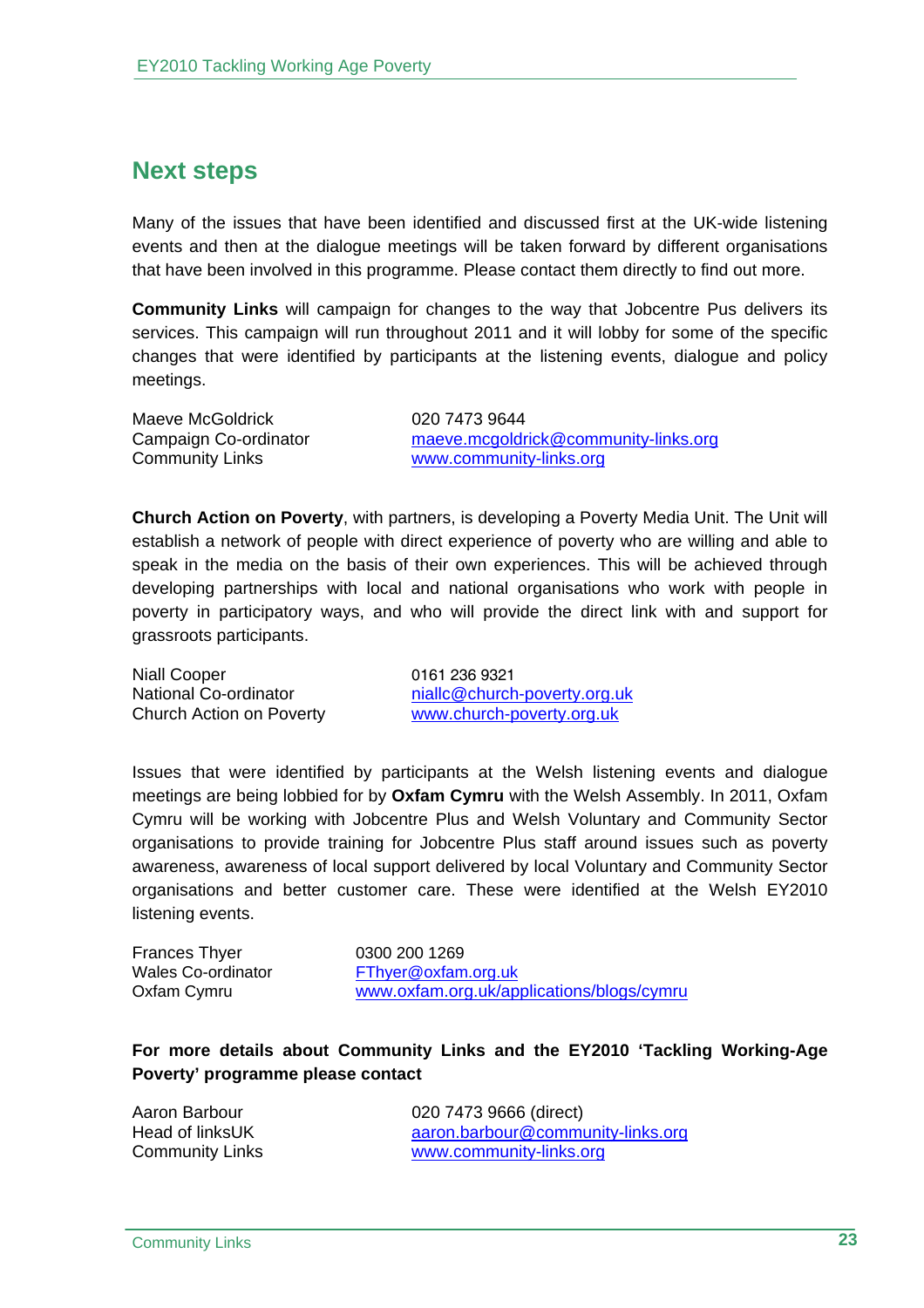## Next steps

Many of the issues that have been identified and discussed first at the UK-wide listening events and then at the dialogue meetings will be taken forward by different organisations that have been involved in this programme. Please contact them directly to find out more.

**Community Links** will campaign for changes to the way that Jobcentre Pus delivers its services. This campaign will run throughout 2011 and it will lobby for some of the specific changes that were identified by participants at the listening events, dialogue and policy meetings.

| | |
|---|---|
| Maeve McGoldrick | 020 7473 9644 |
| Campaign Co-ordinator | maeve.mcgoldrick@community-links.org |
| Community Links | www.community-links.org |

**Church Action on Poverty**, with partners, is developing a Poverty Media Unit. The Unit will establish a network of people with direct experience of poverty who are willing and able to speak in the media on the basis of their own experiences. This will be achieved through developing partnerships with local and national organisations who work with people in poverty in participatory ways, and who will provide the direct link with and support for grassroots participants.

| | |
|---|---|
| Niall Cooper | 0161 236 9321 |
| National Co-ordinator | niallc@church-poverty.org.uk |
| Church Action on Poverty | www.church-poverty.org.uk |

Issues that were identified by participants at the Welsh listening events and dialogue meetings are being lobbied for by **Oxfam Cymru** with the Welsh Assembly. In 2011, Oxfam Cymru will be working with Jobcentre Plus and Welsh Voluntary and Community Sector organisations to provide training for Jobcentre Plus staff around issues such as poverty awareness, awareness of local support delivered by local Voluntary and Community Sector organisations and better customer care. These were identified at the Welsh EY2010 listening events.

| | |
|---|---|
| Frances Thyer | 0300 200 1269 |
| Wales Co-ordinator | FThyer@oxfam.org.uk |
| Oxfam Cymru | www.oxfam.org.uk/applications/blogs/cymru |

**For more details about Community Links and the EY2010 'Tackling Working-Age Poverty' programme please contact**

| | |
|---|---|
| Aaron Barbour | 020 7473 9666 (direct) |
| Head of linksUK | aaron.barbour@community-links.org |
| Community Links | www.community-links.org |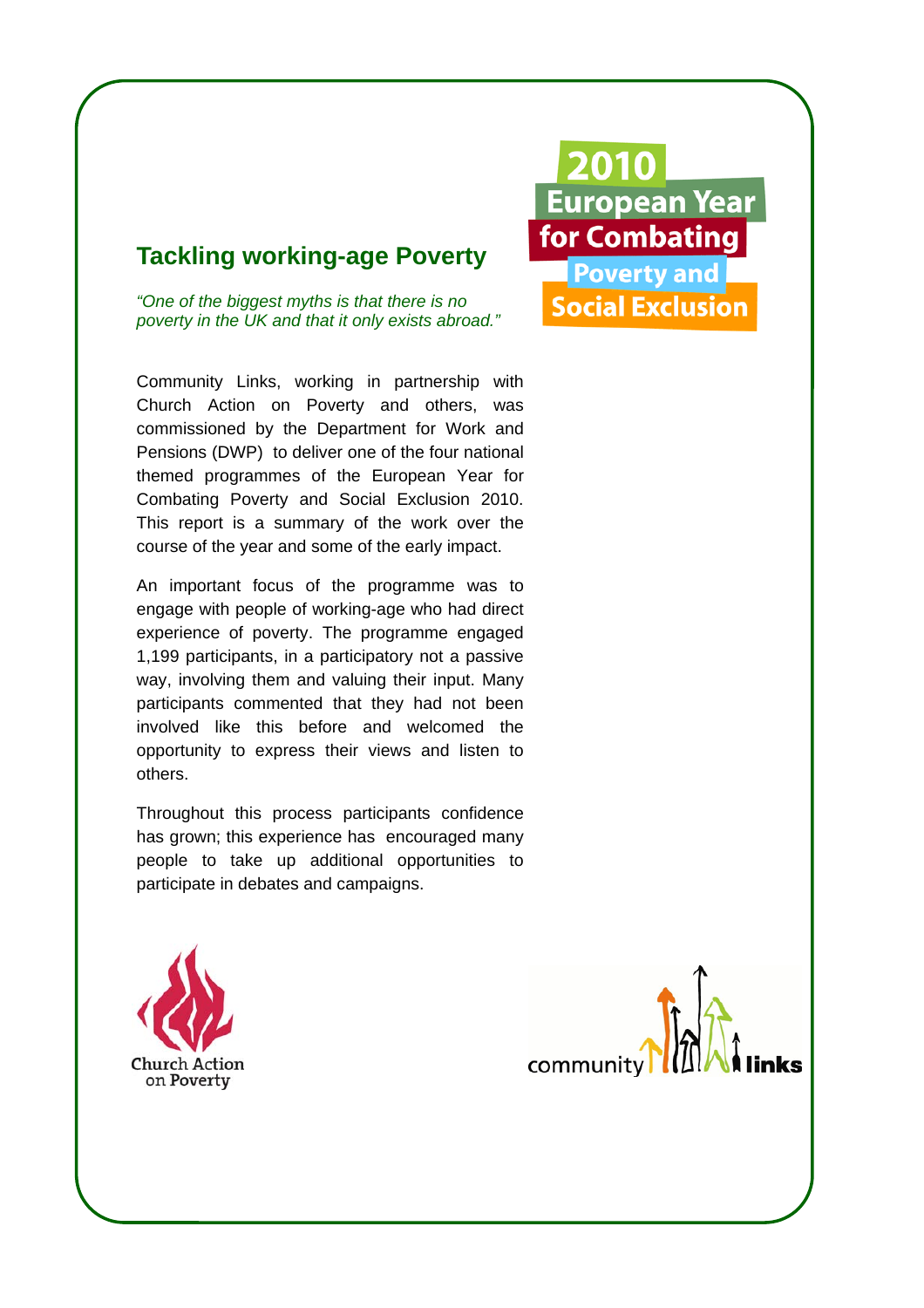## Tackling working-age Poverty

*"One of the biggest myths is that there is no poverty in the UK and that it only exists abroad."*

2010 European Year for Combating Poverty and Social Exclusion

Community Links, working in partnership with Church Action on Poverty and others, was commissioned by the Department for Work and Pensions (DWP) to deliver one of the four national themed programmes of the European Year for Combating Poverty and Social Exclusion 2010. This report is a summary of the work over the course of the year and some of the early impact.

An important focus of the programme was to engage with people of working-age who had direct experience of poverty. The programme engaged 1,199 participants, in a participatory not a passive way, involving them and valuing their input. Many participants commented that they had not been involved like this before and welcomed the opportunity to express their views and listen to others.

Throughout this process participants confidence has grown; this experience has encouraged many people to take up additional opportunities to participate in debates and campaigns.

Church Action on Poverty

community links